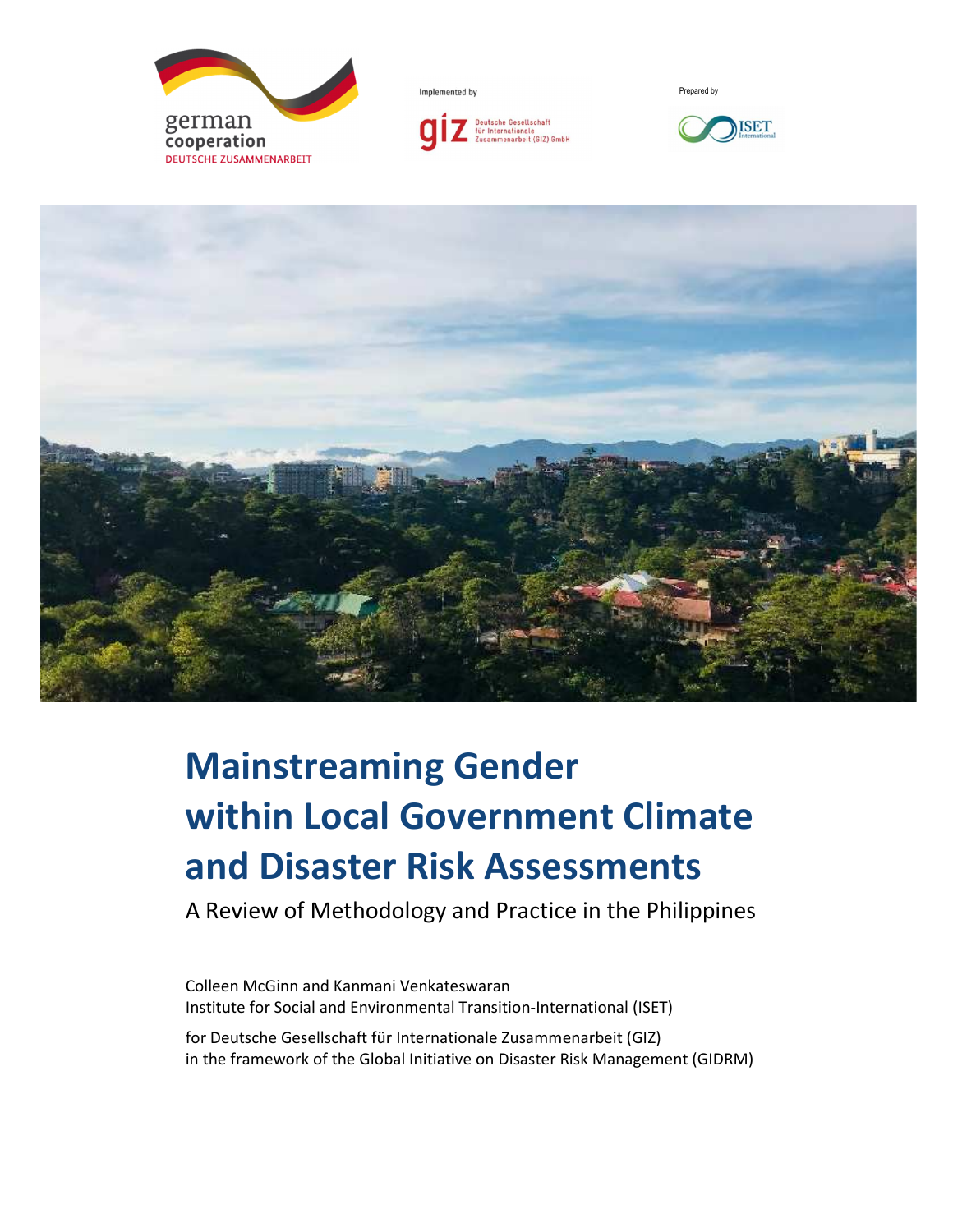german cooperation
DEUTSCHE ZUSAMMENARBEIT

Implemented by

giz Deutsche Gesellschaft für Internationale Zusammenarbeit (GIZ) GmbH

Prepared by

ISET International

# Mainstreaming Gender within Local Government Climate and Disaster Risk Assessments

A Review of Methodology and Practice in the Philippines

Colleen McGinn and Kanmani Venkateswaran
Institute for Social and Environmental Transition-International (ISET)

for Deutsche Gesellschaft für Internationale Zusammenarbeit (GIZ)
in the framework of the Global Initiative on Disaster Risk Management (GIDRM)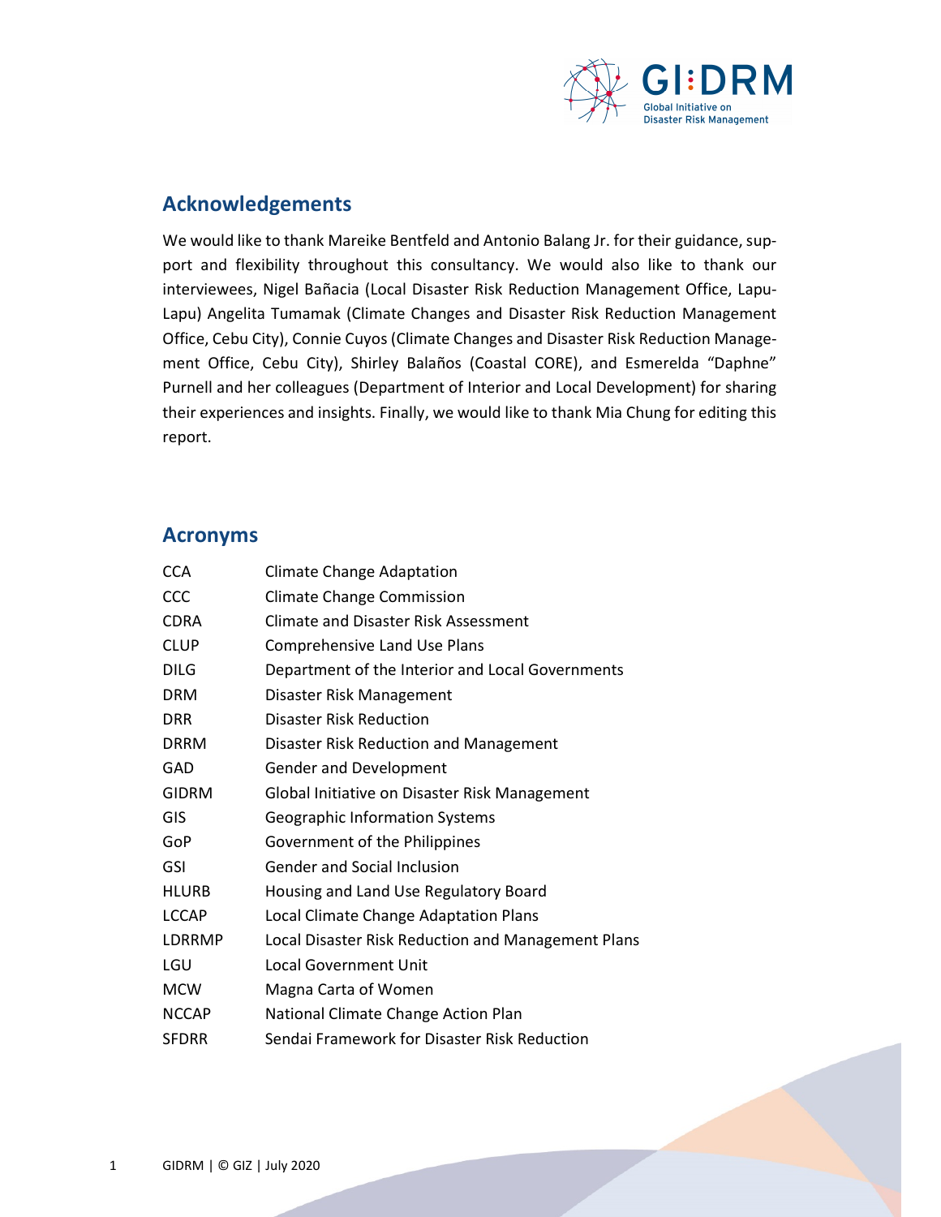## Acknowledgements

We would like to thank Mareike Bentfeld and Antonio Balang Jr. for their guidance, support and flexibility throughout this consultancy. We would also like to thank our interviewees, Nigel Bañacia (Local Disaster Risk Reduction Management Office, Lapu-Lapu) Angelita Tumamak (Climate Changes and Disaster Risk Reduction Management Office, Cebu City), Connie Cuyos (Climate Changes and Disaster Risk Reduction Management Office, Cebu City), Shirley Balaños (Coastal CORE), and Esmerelda "Daphne" Purnell and her colleagues (Department of Interior and Local Development) for sharing their experiences and insights. Finally, we would like to thank Mia Chung for editing this report.

## Acronyms

| | |
|---|---|
| CCA | Climate Change Adaptation |
| CCC | Climate Change Commission |
| CDRA | Climate and Disaster Risk Assessment |
| CLUP | Comprehensive Land Use Plans |
| DILG | Department of the Interior and Local Governments |
| DRM | Disaster Risk Management |
| DRR | Disaster Risk Reduction |
| DRRM | Disaster Risk Reduction and Management |
| GAD | Gender and Development |
| GIDRM | Global Initiative on Disaster Risk Management |
| GIS | Geographic Information Systems |
| GoP | Government of the Philippines |
| GSI | Gender and Social Inclusion |
| HLURB | Housing and Land Use Regulatory Board |
| LCCAP | Local Climate Change Adaptation Plans |
| LDRRMP | Local Disaster Risk Reduction and Management Plans |
| LGU | Local Government Unit |
| MCW | Magna Carta of Women |
| NCCAP | National Climate Change Action Plan |
| SFDRR | Sendai Framework for Disaster Risk Reduction |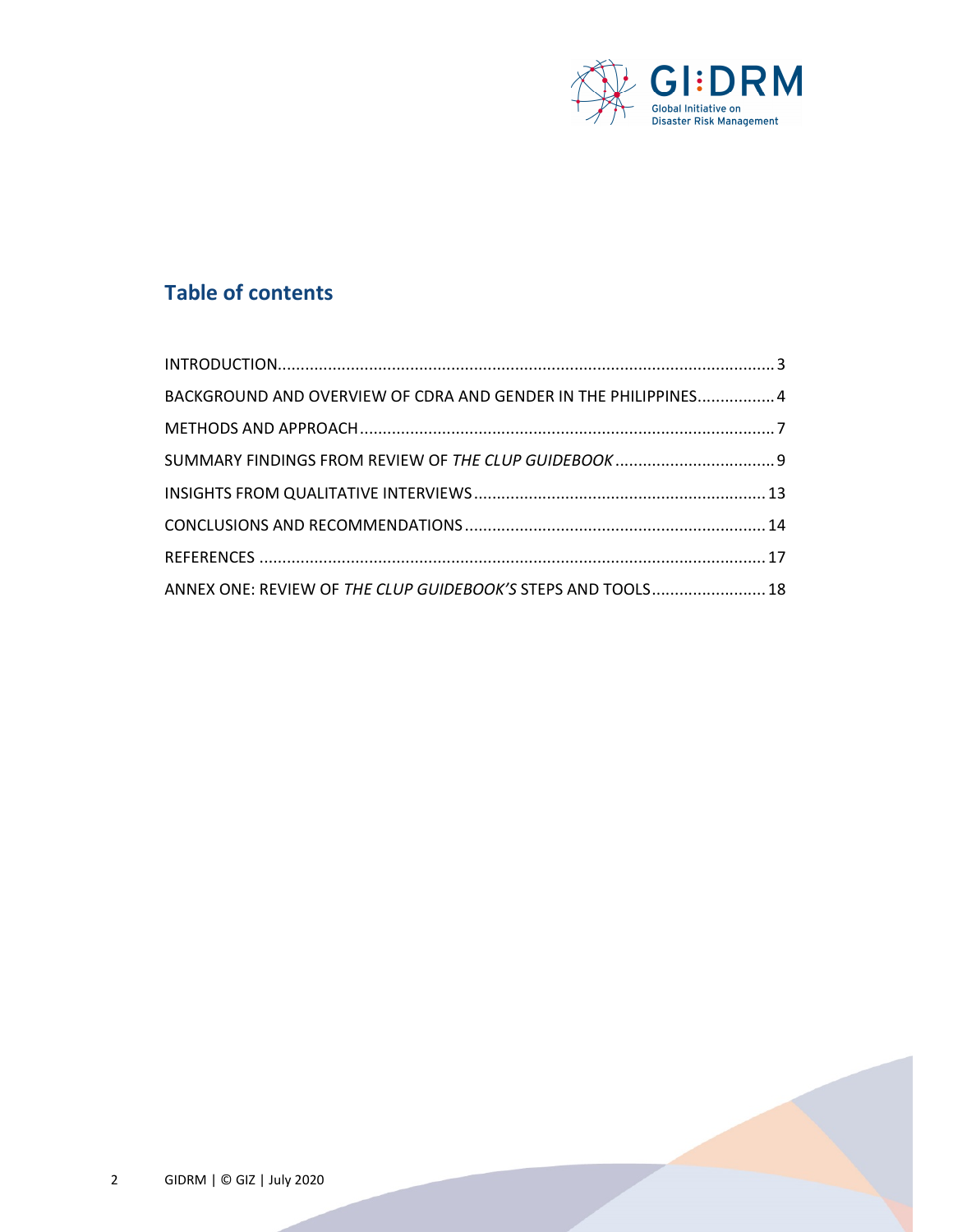## Table of contents

| | |
|---|---|
| INTRODUCTION | 3 |
| BACKGROUND AND OVERVIEW OF CDRA AND GENDER IN THE PHILIPPINES | 4 |
| METHODS AND APPROACH | 7 |
| SUMMARY FINDINGS FROM REVIEW OF *THE CLUP GUIDEBOOK* | 9 |
| INSIGHTS FROM QUALITATIVE INTERVIEWS | 13 |
| CONCLUSIONS AND RECOMMENDATIONS | 14 |
| REFERENCES | 17 |
| ANNEX ONE: REVIEW OF *THE CLUP GUIDEBOOK'S* STEPS AND TOOLS | 18 |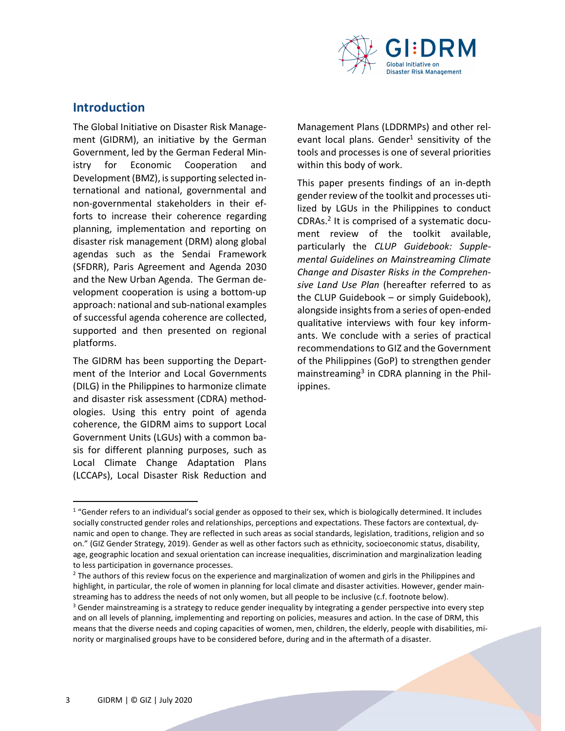## Introduction

The Global Initiative on Disaster Risk Management (GIDRM), an initiative by the German Government, led by the German Federal Ministry for Economic Cooperation and Development (BMZ), is supporting selected international and national, governmental and non-governmental stakeholders in their efforts to increase their coherence regarding planning, implementation and reporting on disaster risk management (DRM) along global agendas such as the Sendai Framework (SFDRR), Paris Agreement and Agenda 2030 and the New Urban Agenda. The German development cooperation is using a bottom-up approach: national and sub-national examples of successful agenda coherence are collected, supported and then presented on regional platforms.

The GIDRM has been supporting the Department of the Interior and Local Governments (DILG) in the Philippines to harmonize climate and disaster risk assessment (CDRA) methodologies. Using this entry point of agenda coherence, the GIDRM aims to support Local Government Units (LGUs) with a common basis for different planning purposes, such as Local Climate Change Adaptation Plans (LCCAPs), Local Disaster Risk Reduction and Management Plans (LDDRMPs) and other relevant local plans. Gender[1] sensitivity of the tools and processes is one of several priorities within this body of work.

This paper presents findings of an in-depth gender review of the toolkit and processes utilized by LGUs in the Philippines to conduct CDRAs.[2] It is comprised of a systematic document review of the toolkit available, particularly the *CLUP Guidebook: Supplemental Guidelines on Mainstreaming Climate Change and Disaster Risks in the Comprehensive Land Use Plan* (hereafter referred to as the CLUP Guidebook – or simply Guidebook), alongside insights from a series of open-ended qualitative interviews with four key informants. We conclude with a series of practical recommendations to GIZ and the Government of the Philippines (GoP) to strengthen gender mainstreaming[3] in CDRA planning in the Philippines.

---

[1] "Gender refers to an individual's social gender as opposed to their sex, which is biologically determined. It includes socially constructed gender roles and relationships, perceptions and expectations. These factors are contextual, dynamic and open to change. They are reflected in such areas as social standards, legislation, traditions, religion and so on." (GIZ Gender Strategy, 2019). Gender as well as other factors such as ethnicity, socioeconomic status, disability, age, geographic location and sexual orientation can increase inequalities, discrimination and marginalization leading to less participation in governance processes.

[2] The authors of this review focus on the experience and marginalization of women and girls in the Philippines and highlight, in particular, the role of women in planning for local climate and disaster activities. However, gender mainstreaming has to address the needs of not only women, but all people to be inclusive (c.f. footnote below).

[3] Gender mainstreaming is a strategy to reduce gender inequality by integrating a gender perspective into every step and on all levels of planning, implementing and reporting on policies, measures and action. In the case of DRM, this means that the diverse needs and coping capacities of women, men, children, the elderly, people with disabilities, minority or marginalised groups have to be considered before, during and in the aftermath of a disaster.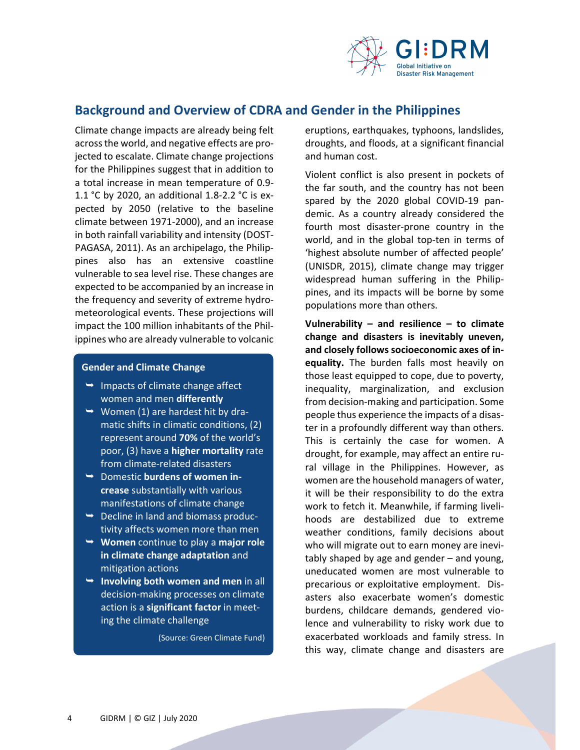## Background and Overview of CDRA and Gender in the Philippines

Climate change impacts are already being felt across the world, and negative effects are projected to escalate. Climate change projections for the Philippines suggest that in addition to a total increase in mean temperature of 0.9-1.1 °C by 2020, an additional 1.8-2.2 °C is expected by 2050 (relative to the baseline climate between 1971-2000), and an increase in both rainfall variability and intensity (DOST-PAGASA, 2011). As an archipelago, the Philippines also has an extensive coastline vulnerable to sea level rise. These changes are expected to be accompanied by an increase in the frequency and severity of extreme hydro-meteorological events. These projections will impact the 100 million inhabitants of the Philippines who are already vulnerable to volcanic eruptions, earthquakes, typhoons, landslides, droughts, and floods, at a significant financial and human cost.

> **Gender and Climate Change**
>
> - Impacts of climate change affect women and men **differently**
> - Women (1) are hardest hit by dramatic shifts in climatic conditions, (2) represent around **70%** of the world's poor, (3) have a **higher mortality** rate from climate-related disasters
> - Domestic **burdens of women increase** substantially with various manifestations of climate change
> - Decline in land and biomass productivity affects women more than men
> - **Women** continue to play a **major role in climate change adaptation** and mitigation actions
> - **Involving both women and men** in all decision-making processes on climate action is a **significant factor** in meeting the climate challenge
>
> (Source: Green Climate Fund)

Violent conflict is also present in pockets of the far south, and the country has not been spared by the 2020 global COVID-19 pandemic. As a country already considered the fourth most disaster-prone country in the world, and in the global top-ten in terms of 'highest absolute number of affected people' (UNISDR, 2015), climate change may trigger widespread human suffering in the Philippines, and its impacts will be borne by some populations more than others.

**Vulnerability – and resilience – to climate change and disasters is inevitably uneven, and closely follows socioeconomic axes of inequality.** The burden falls most heavily on those least equipped to cope, due to poverty, inequality, marginalization, and exclusion from decision-making and participation. Some people thus experience the impacts of a disaster in a profoundly different way than others. This is certainly the case for women. A drought, for example, may affect an entire rural village in the Philippines. However, as women are the household managers of water, it will be their responsibility to do the extra work to fetch it. Meanwhile, if farming livelihoods are destabilized due to extreme weather conditions, family decisions about who will migrate out to earn money are inevitably shaped by age and gender – and young, uneducated women are most vulnerable to precarious or exploitative employment. Disasters also exacerbate women's domestic burdens, childcare demands, gendered violence and vulnerability to risky work due to exacerbated workloads and family stress. In this way, climate change and disasters are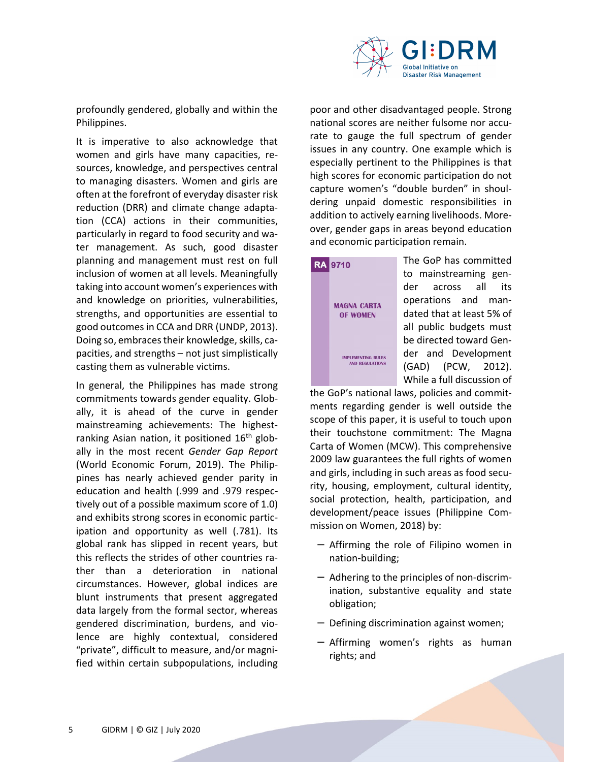profoundly gendered, globally and within the Philippines.

It is imperative to also acknowledge that women and girls have many capacities, resources, knowledge, and perspectives central to managing disasters. Women and girls are often at the forefront of everyday disaster risk reduction (DRR) and climate change adaptation (CCA) actions in their communities, particularly in regard to food security and water management. As such, good disaster planning and management must rest on full inclusion of women at all levels. Meaningfully taking into account women's experiences with and knowledge on priorities, vulnerabilities, strengths, and opportunities are essential to good outcomes in CCA and DRR (UNDP, 2013). Doing so, embraces their knowledge, skills, capacities, and strengths – not just simplistically casting them as vulnerable victims.

In general, the Philippines has made strong commitments towards gender equality. Globally, it is ahead of the curve in gender mainstreaming achievements: The highest-ranking Asian nation, it positioned 16th globally in the most recent *Gender Gap Report* (World Economic Forum, 2019). The Philippines has nearly achieved gender parity in education and health (.999 and .979 respectively out of a possible maximum score of 1.0) and exhibits strong scores in economic participation and opportunity as well (.781). Its global rank has slipped in recent years, but this reflects the strides of other countries rather than a deterioration in national circumstances. However, global indices are blunt instruments that present aggregated data largely from the formal sector, whereas gendered discrimination, burdens, and violence are highly contextual, considered "private", difficult to measure, and/or magnified within certain subpopulations, including poor and other disadvantaged people. Strong national scores are neither fulsome nor accurate to gauge the full spectrum of gender issues in any country. One example which is especially pertinent to the Philippines is that high scores for economic participation do not capture women's "double burden" in shouldering unpaid domestic responsibilities in addition to actively earning livelihoods. Moreover, gender gaps in areas beyond education and economic participation remain.

RA 9710

MAGNA CARTA OF WOMEN

IMPLEMENTING RULES AND REGULATIONS

The GoP has committed to mainstreaming gender across all its operations and mandated that at least 5% of all public budgets must be directed toward Gender and Development (GAD) (PCW, 2012). While a full discussion of the GoP's national laws, policies and commitments regarding gender is well outside the scope of this paper, it is useful to touch upon their touchstone commitment: The Magna Carta of Women (MCW). This comprehensive 2009 law guarantees the full rights of women and girls, including in such areas as food security, housing, employment, cultural identity, social protection, health, participation, and development/peace issues (Philippine Commission on Women, 2018) by:

- Affirming the role of Filipino women in nation-building;
- Adhering to the principles of non-discrimination, substantive equality and state obligation;
- Defining discrimination against women;
- Affirming women's rights as human rights; and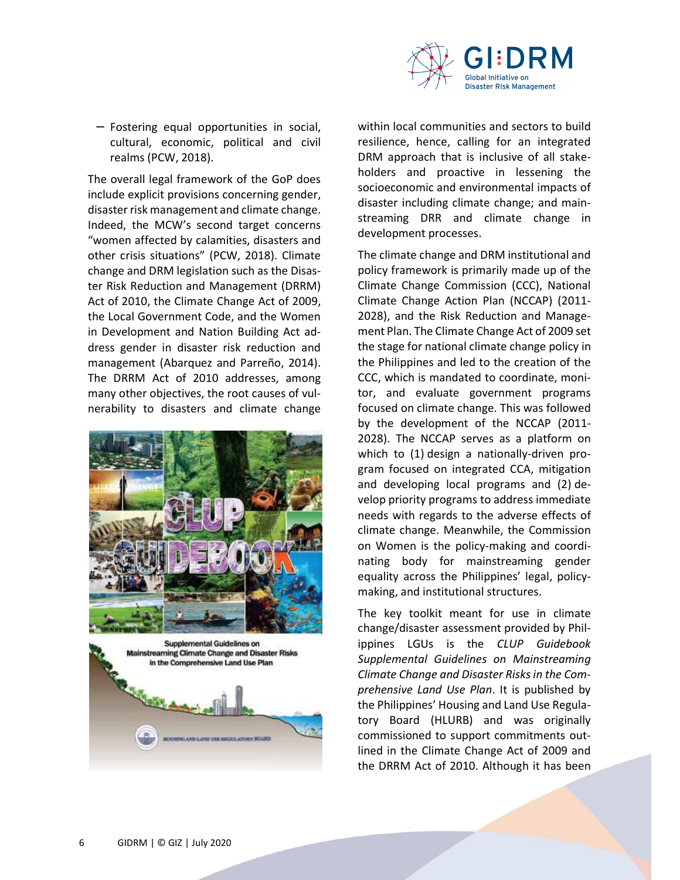– Fostering equal opportunities in social, cultural, economic, political and civil realms (PCW, 2018).

The overall legal framework of the GoP does include explicit provisions concerning gender, disaster risk management and climate change. Indeed, the MCW's second target concerns "women affected by calamities, disasters and other crisis situations" (PCW, 2018). Climate change and DRM legislation such as the Disaster Risk Reduction and Management (DRRM) Act of 2010, the Climate Change Act of 2009, the Local Government Code, and the Women in Development and Nation Building Act address gender in disaster risk reduction and management (Abarquez and Parreño, 2014). The DRRM Act of 2010 addresses, among many other objectives, the root causes of vulnerability to disasters and climate change within local communities and sectors to build resilience, hence, calling for an integrated DRM approach that is inclusive of all stakeholders and proactive in lessening the socioeconomic and environmental impacts of disaster including climate change; and mainstreaming DRR and climate change in development processes.

The climate change and DRM institutional and policy framework is primarily made up of the Climate Change Commission (CCC), National Climate Change Action Plan (NCCAP) (2011-2028), and the Risk Reduction and Management Plan. The Climate Change Act of 2009 set the stage for national climate change policy in the Philippines and led to the creation of the CCC, which is mandated to coordinate, monitor, and evaluate government programs focused on climate change. This was followed by the development of the NCCAP (2011-2028). The NCCAP serves as a platform on which to (1) design a nationally-driven program focused on integrated CCA, mitigation and developing local programs and (2) develop priority programs to address immediate needs with regards to the adverse effects of climate change. Meanwhile, the Commission on Women is the policy-making and coordinating body for mainstreaming gender equality across the Philippines' legal, policy-making, and institutional structures.

The key toolkit meant for use in climate change/disaster assessment provided by Philippines LGUs is the *CLUP Guidebook Supplemental Guidelines on Mainstreaming Climate Change and Disaster Risks in the Comprehensive Land Use Plan*. It is published by the Philippines' Housing and Land Use Regulatory Board (HLURB) and was originally commissioned to support commitments outlined in the Climate Change Act of 2009 and the DRRM Act of 2010. Although it has been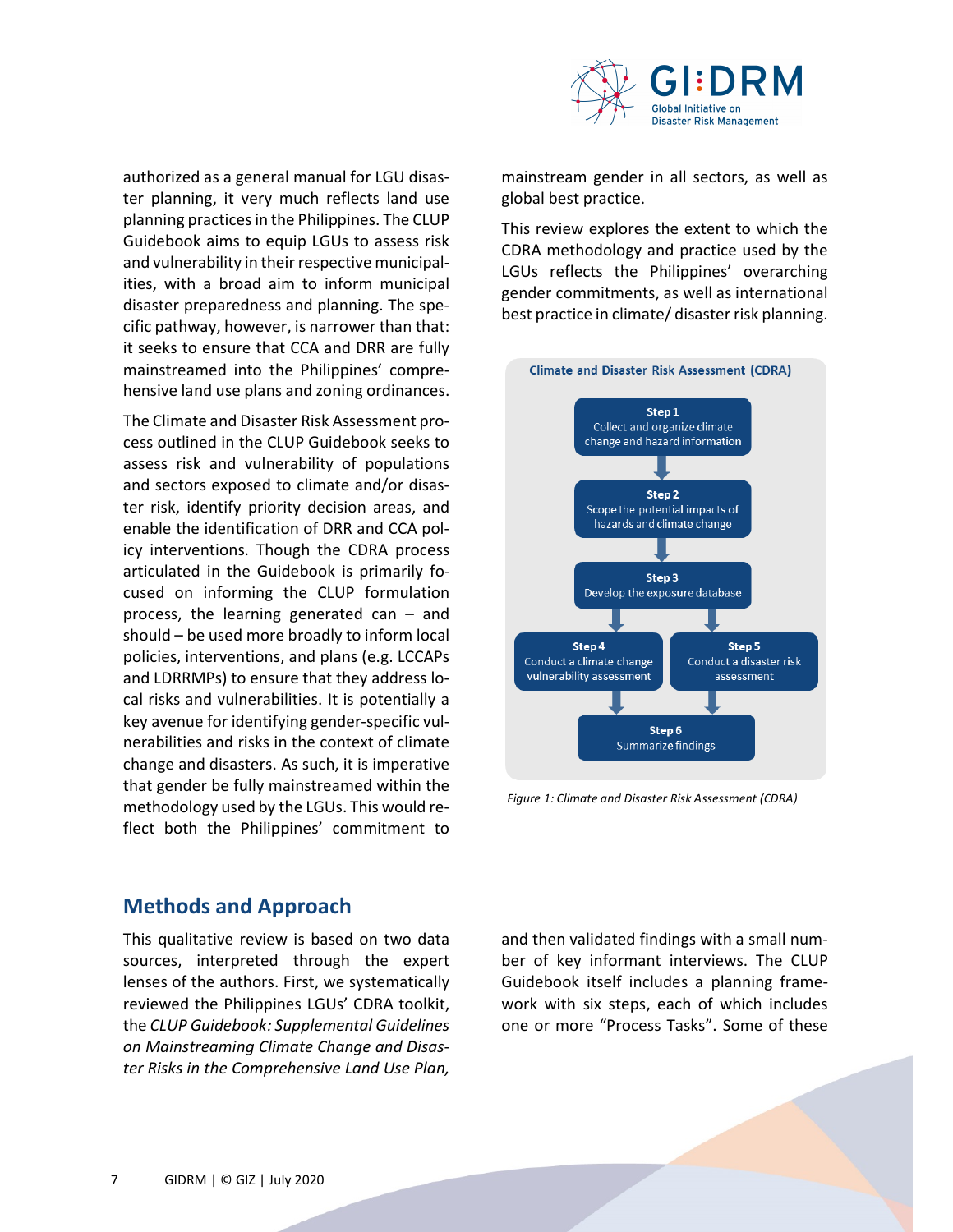authorized as a general manual for LGU disaster planning, it very much reflects land use planning practices in the Philippines. The CLUP Guidebook aims to equip LGUs to assess risk and vulnerability in their respective municipalities, with a broad aim to inform municipal disaster preparedness and planning. The specific pathway, however, is narrower than that: it seeks to ensure that CCA and DRR are fully mainstreamed into the Philippines' comprehensive land use plans and zoning ordinances.

The Climate and Disaster Risk Assessment process outlined in the CLUP Guidebook seeks to assess risk and vulnerability of populations and sectors exposed to climate and/or disaster risk, identify priority decision areas, and enable the identification of DRR and CCA policy interventions. Though the CDRA process articulated in the Guidebook is primarily focused on informing the CLUP formulation process, the learning generated can – and should – be used more broadly to inform local policies, interventions, and plans (e.g. LCCAPs and LDRRMPs) to ensure that they address local risks and vulnerabilities. It is potentially a key avenue for identifying gender-specific vulnerabilities and risks in the context of climate change and disasters. As such, it is imperative that gender be fully mainstreamed within the methodology used by the LGUs. This would reflect both the Philippines' commitment to mainstream gender in all sectors, as well as global best practice.

This review explores the extent to which the CDRA methodology and practice used by the LGUs reflects the Philippines' overarching gender commitments, as well as international best practice in climate/ disaster risk planning.

**Climate and Disaster Risk Assessment (CDRA)**

- **Step 1** Collect and organize climate change and hazard information
- **Step 2** Scope the potential impacts of hazards and climate change
- **Step 3** Develop the exposure database
- **Step 4** Conduct a climate change vulnerability assessment
- **Step 5** Conduct a disaster risk assessment
- **Step 6** Summarize findings

*Figure 1: Climate and Disaster Risk Assessment (CDRA)*

## Methods and Approach

This qualitative review is based on two data sources, interpreted through the expert lenses of the authors. First, we systematically reviewed the Philippines LGUs' CDRA toolkit, the *CLUP Guidebook: Supplemental Guidelines on Mainstreaming Climate Change and Disaster Risks in the Comprehensive Land Use Plan,* and then validated findings with a small number of key informant interviews. The CLUP Guidebook itself includes a planning framework with six steps, each of which includes one or more "Process Tasks". Some of these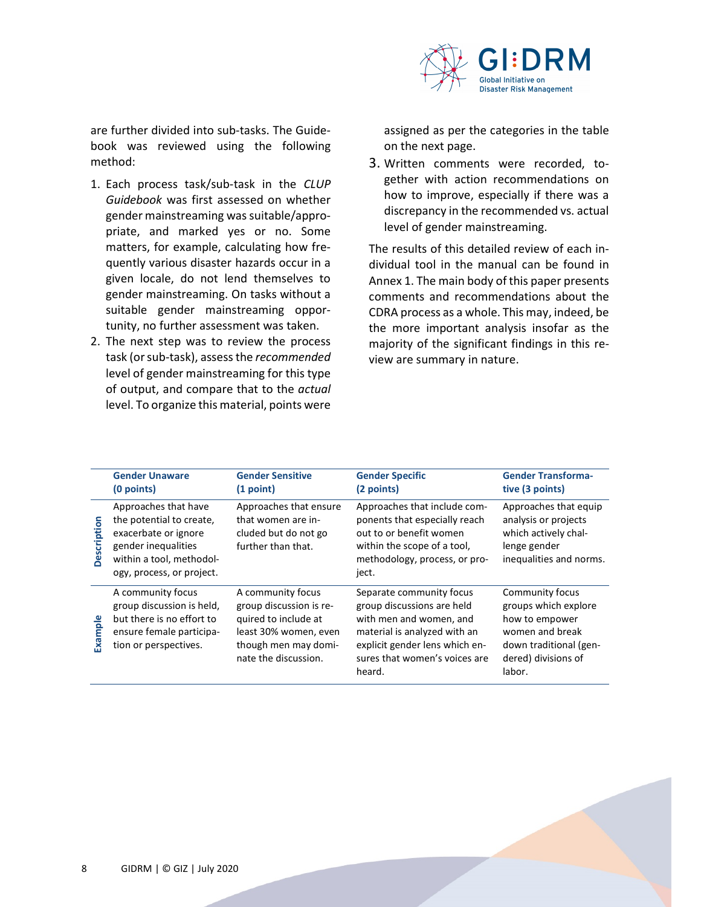are further divided into sub-tasks. The Guidebook was reviewed using the following method:

1. Each process task/sub-task in the *CLUP Guidebook* was first assessed on whether gender mainstreaming was suitable/appropriate, and marked yes or no. Some matters, for example, calculating how frequently various disaster hazards occur in a given locale, do not lend themselves to gender mainstreaming. On tasks without a suitable gender mainstreaming opportunity, no further assessment was taken.
2. The next step was to review the process task (or sub-task), assess the *recommended* level of gender mainstreaming for this type of output, and compare that to the *actual* level. To organize this material, points were assigned as per the categories in the table on the next page.
3. Written comments were recorded, together with action recommendations on how to improve, especially if there was a discrepancy in the recommended vs. actual level of gender mainstreaming.

The results of this detailed review of each individual tool in the manual can be found in Annex 1. The main body of this paper presents comments and recommendations about the CDRA process as a whole. This may, indeed, be the more important analysis insofar as the majority of the significant findings in this review are summary in nature.

| | **Gender Unaware (0 points)** | **Gender Sensitive (1 point)** | **Gender Specific (2 points)** | **Gender Transformative (3 points)** |
|---|---|---|---|---|
| **Description** | Approaches that have the potential to create, exacerbate or ignore gender inequalities within a tool, methodology, process, or project. | Approaches that ensure that women are included but do not go further than that. | Approaches that include components that especially reach out to or benefit women within the scope of a tool, methodology, process, or project. | Approaches that equip analysis or projects which actively challenge gender inequalities and norms. |
| **Example** | A community focus group discussion is held, but there is no effort to ensure female participation or perspectives. | A community focus group discussion is required to include at least 30% women, even though men may dominate the discussion. | Separate community focus group discussions are held with men and women, and material is analyzed with an explicit gender lens which ensures that women's voices are heard. | Community focus groups which explore how to empower women and break down traditional (gendered) divisions of labor. |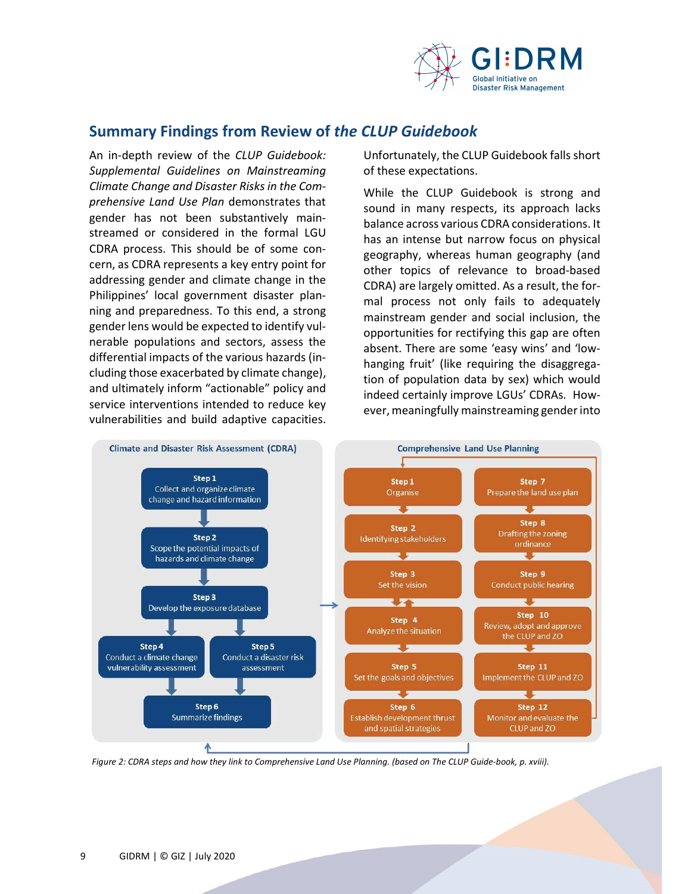## Summary Findings from Review of *the CLUP Guidebook*

An in-depth review of the *CLUP Guidebook: Supplemental Guidelines on Mainstreaming Climate Change and Disaster Risks in the Comprehensive Land Use Plan* demonstrates that gender has not been substantively mainstreamed or considered in the formal LGU CDRA process. This should be of some concern, as CDRA represents a key entry point for addressing gender and climate change in the Philippines' local government disaster planning and preparedness. To this end, a strong gender lens would be expected to identify vulnerable populations and sectors, assess the differential impacts of the various hazards (including those exacerbated by climate change), and ultimately inform "actionable" policy and service interventions intended to reduce key vulnerabilities and build adaptive capacities. Unfortunately, the CLUP Guidebook falls short of these expectations.

While the CLUP Guidebook is strong and sound in many respects, its approach lacks balance across various CDRA considerations. It has an intense but narrow focus on physical geography, whereas human geography (and other topics of relevance to broad-based CDRA) are largely omitted. As a result, the formal process not only fails to adequately mainstream gender and social inclusion, the opportunities for rectifying this gap are often absent. There are some 'easy wins' and 'low-hanging fruit' (like requiring the disaggregation of population data by sex) which would indeed certainly improve LGUs' CDRAs. However, meaningfully mainstreaming gender into

**Climate and Disaster Risk Assessment (CDRA)**

- Step 1: Collect and organize climate change and hazard information
- Step 2: Scope the potential impacts of hazards and climate change
- Step 3: Develop the exposure database
- Step 4: Conduct a climate change vulnerability assessment
- Step 5: Conduct a disaster risk assessment
- Step 6: Summarize findings

**Comprehensive Land Use Planning**

- Step 1: Organise
- Step 2: Identifying stakeholders
- Step 3: Set the vision
- Step 4: Analyze the situation
- Step 5: Set the goals and objectives
- Step 6: Establish development thrust and spatial strategies
- Step 7: Prepare the land use plan
- Step 8: Drafting the zoning ordinance
- Step 9: Conduct public hearing
- Step 10: Review, adopt and approve the CLUP and ZO
- Step 11: Implement the CLUP and ZO
- Step 12: Monitor and evaluate the CLUP and ZO

*Figure 2: CDRA steps and how they link to Comprehensive Land Use Planning. (based on The CLUP Guide-book, p. xviii).*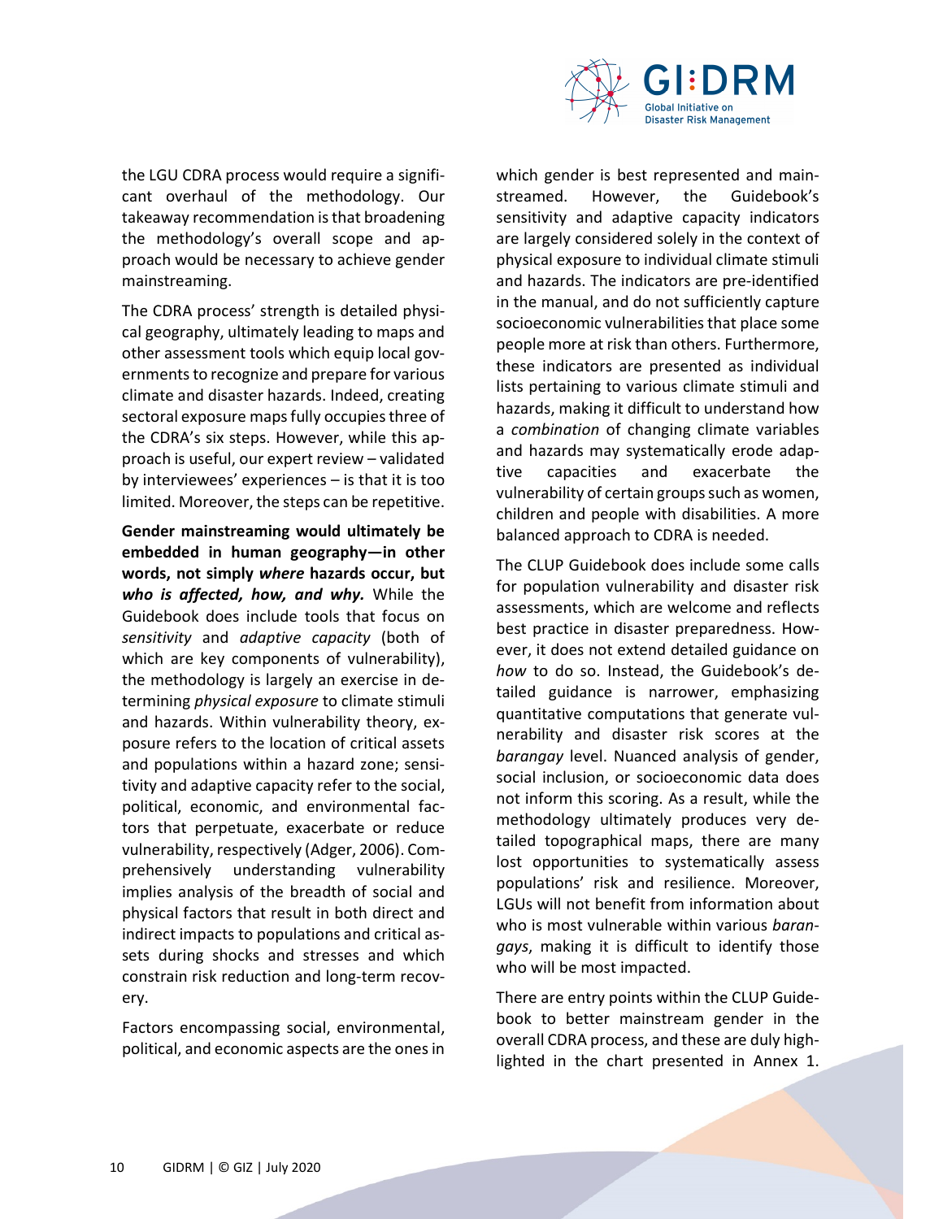the LGU CDRA process would require a significant overhaul of the methodology. Our takeaway recommendation is that broadening the methodology's overall scope and approach would be necessary to achieve gender mainstreaming.

The CDRA process' strength is detailed physical geography, ultimately leading to maps and other assessment tools which equip local governments to recognize and prepare for various climate and disaster hazards. Indeed, creating sectoral exposure maps fully occupies three of the CDRA's six steps. However, while this approach is useful, our expert review – validated by interviewees' experiences – is that it is too limited. Moreover, the steps can be repetitive.

**Gender mainstreaming would ultimately be embedded in human geography—in other words, not simply *where* hazards occur, but *who is affected, how, and why.*** While the Guidebook does include tools that focus on *sensitivity* and *adaptive capacity* (both of which are key components of vulnerability), the methodology is largely an exercise in determining *physical exposure* to climate stimuli and hazards. Within vulnerability theory, exposure refers to the location of critical assets and populations within a hazard zone; sensitivity and adaptive capacity refer to the social, political, economic, and environmental factors that perpetuate, exacerbate or reduce vulnerability, respectively (Adger, 2006). Comprehensively understanding vulnerability implies analysis of the breadth of social and physical factors that result in both direct and indirect impacts to populations and critical assets during shocks and stresses and which constrain risk reduction and long-term recovery.

Factors encompassing social, environmental, political, and economic aspects are the ones in which gender is best represented and mainstreamed. However, the Guidebook's sensitivity and adaptive capacity indicators are largely considered solely in the context of physical exposure to individual climate stimuli and hazards. The indicators are pre-identified in the manual, and do not sufficiently capture socioeconomic vulnerabilities that place some people more at risk than others. Furthermore, these indicators are presented as individual lists pertaining to various climate stimuli and hazards, making it difficult to understand how a *combination* of changing climate variables and hazards may systematically erode adaptive capacities and exacerbate the vulnerability of certain groups such as women, children and people with disabilities. A more balanced approach to CDRA is needed.

The CLUP Guidebook does include some calls for population vulnerability and disaster risk assessments, which are welcome and reflects best practice in disaster preparedness. However, it does not extend detailed guidance on *how* to do so. Instead, the Guidebook's detailed guidance is narrower, emphasizing quantitative computations that generate vulnerability and disaster risk scores at the *barangay* level. Nuanced analysis of gender, social inclusion, or socioeconomic data does not inform this scoring. As a result, while the methodology ultimately produces very detailed topographical maps, there are many lost opportunities to systematically assess populations' risk and resilience. Moreover, LGUs will not benefit from information about who is most vulnerable within various *barangays*, making it is difficult to identify those who will be most impacted.

There are entry points within the CLUP Guidebook to better mainstream gender in the overall CDRA process, and these are duly highlighted in the chart presented in Annex 1.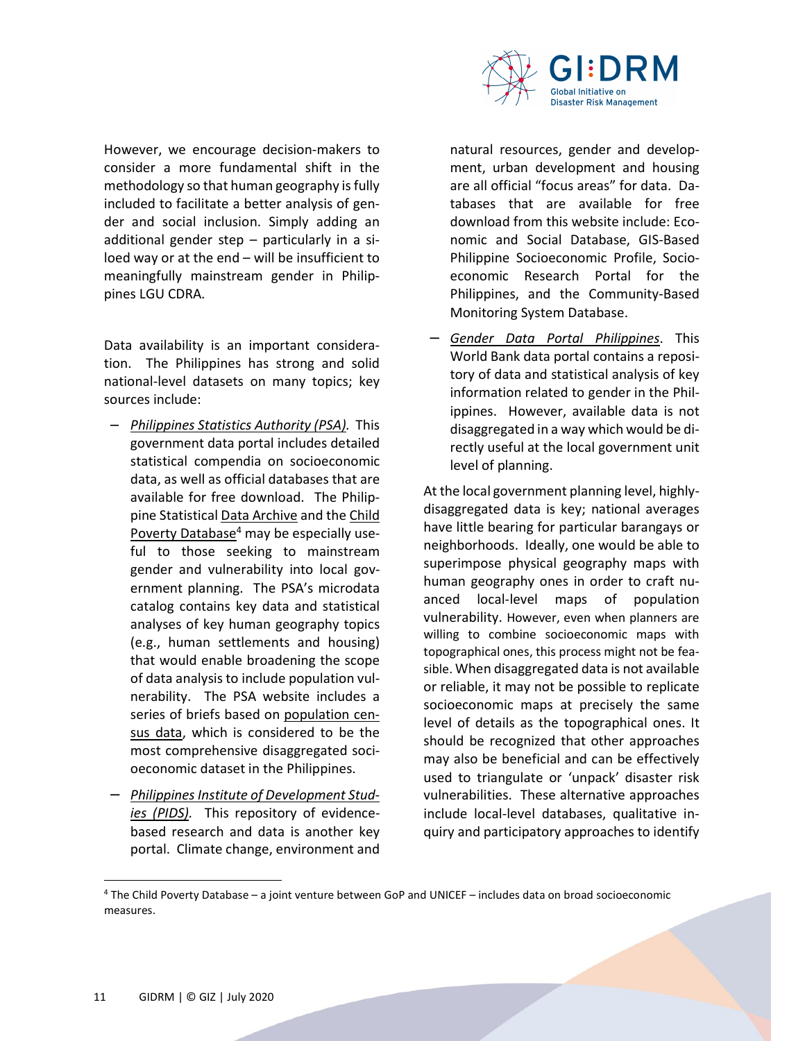However, we encourage decision-makers to consider a more fundamental shift in the methodology so that human geography is fully included to facilitate a better analysis of gender and social inclusion. Simply adding an additional gender step – particularly in a siloed way or at the end – will be insufficient to meaningfully mainstream gender in Philippines LGU CDRA.

Data availability is an important consideration. The Philippines has strong and solid national-level datasets on many topics; key sources include:

- *Philippines Statistics Authority (PSA).* This government data portal includes detailed statistical compendia on socioeconomic data, as well as official databases that are available for free download. The Philippine Statistical Data Archive and the Child Poverty Database[4] may be especially useful to those seeking to mainstream gender and vulnerability into local government planning. The PSA's microdata catalog contains key data and statistical analyses of key human geography topics (e.g., human settlements and housing) that would enable broadening the scope of data analysis to include population vulnerability. The PSA website includes a series of briefs based on population census data, which is considered to be the most comprehensive disaggregated socioeconomic dataset in the Philippines.
- *Philippines Institute of Development Studies (PIDS).* This repository of evidence-based research and data is another key portal. Climate change, environment and natural resources, gender and development, urban development and housing are all official "focus areas" for data. Databases that are available for free download from this website include: Economic and Social Database, GIS-Based Philippine Socioeconomic Profile, Socioeconomic Research Portal for the Philippines, and the Community-Based Monitoring System Database.
- *Gender Data Portal Philippines*. This World Bank data portal contains a repository of data and statistical analysis of key information related to gender in the Philippines. However, available data is not disaggregated in a way which would be directly useful at the local government unit level of planning.

At the local government planning level, highly-disaggregated data is key; national averages have little bearing for particular barangays or neighborhoods. Ideally, one would be able to superimpose physical geography maps with human geography ones in order to craft nuanced local-level maps of population vulnerability. However, even when planners are willing to combine socioeconomic maps with topographical ones, this process might not be feasible. When disaggregated data is not available or reliable, it may not be possible to replicate socioeconomic maps at precisely the same level of details as the topographical ones. It should be recognized that other approaches may also be beneficial and can be effectively used to triangulate or 'unpack' disaster risk vulnerabilities. These alternative approaches include local-level databases, qualitative inquiry and participatory approaches to identify

[4] The Child Poverty Database – a joint venture between GoP and UNICEF – includes data on broad socioeconomic measures.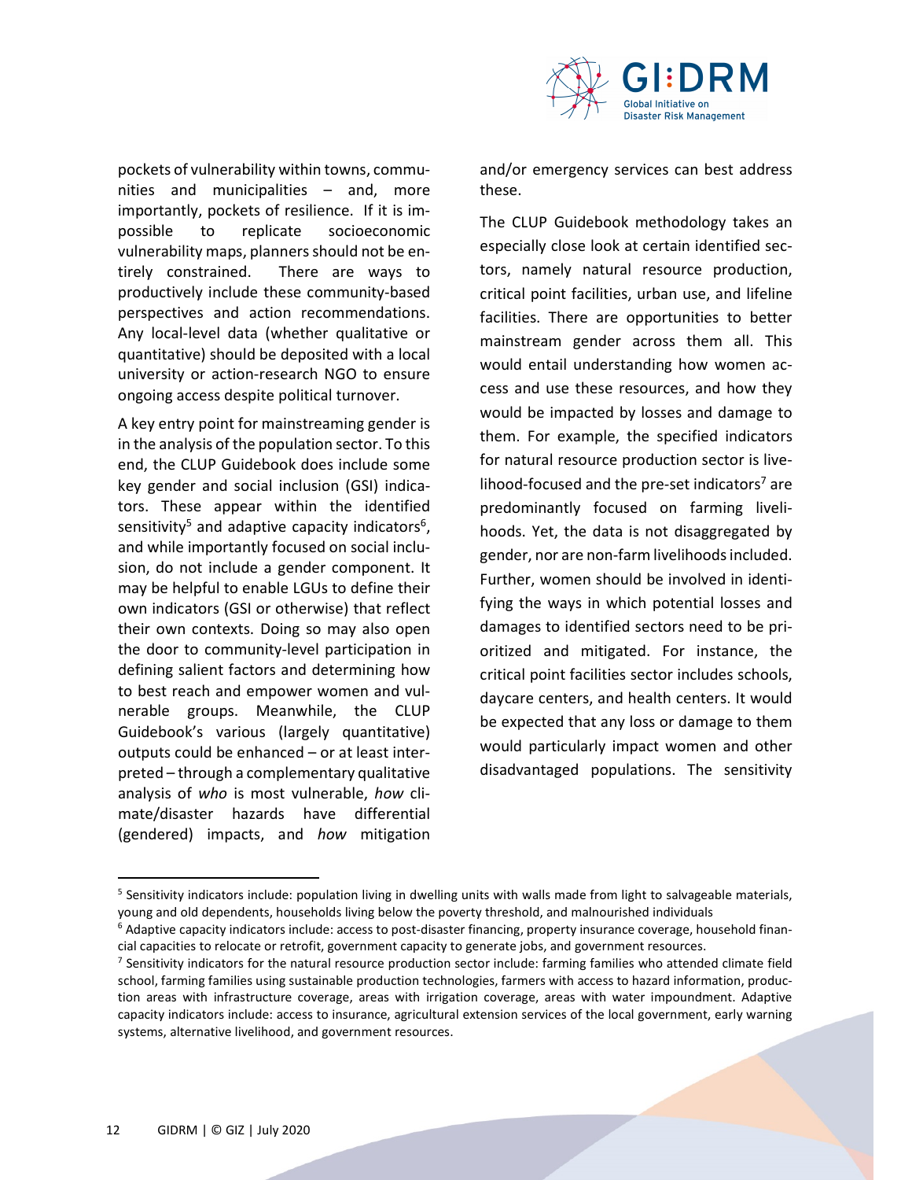pockets of vulnerability within towns, communities and municipalities – and, more importantly, pockets of resilience. If it is impossible to replicate socioeconomic vulnerability maps, planners should not be entirely constrained. There are ways to productively include these community-based perspectives and action recommendations. Any local-level data (whether qualitative or quantitative) should be deposited with a local university or action-research NGO to ensure ongoing access despite political turnover.

A key entry point for mainstreaming gender is in the analysis of the population sector. To this end, the CLUP Guidebook does include some key gender and social inclusion (GSI) indicators. These appear within the identified sensitivity[5] and adaptive capacity indicators[6], and while importantly focused on social inclusion, do not include a gender component. It may be helpful to enable LGUs to define their own indicators (GSI or otherwise) that reflect their own contexts. Doing so may also open the door to community-level participation in defining salient factors and determining how to best reach and empower women and vulnerable groups. Meanwhile, the CLUP Guidebook's various (largely quantitative) outputs could be enhanced – or at least interpreted – through a complementary qualitative analysis of *who* is most vulnerable, *how* climate/disaster hazards have differential (gendered) impacts, and *how* mitigation and/or emergency services can best address these.

The CLUP Guidebook methodology takes an especially close look at certain identified sectors, namely natural resource production, critical point facilities, urban use, and lifeline facilities. There are opportunities to better mainstream gender across them all. This would entail understanding how women access and use these resources, and how they would be impacted by losses and damage to them. For example, the specified indicators for natural resource production sector is livelihood-focused and the pre-set indicators[7] are predominantly focused on farming livelihoods. Yet, the data is not disaggregated by gender, nor are non-farm livelihoods included. Further, women should be involved in identifying the ways in which potential losses and damages to identified sectors need to be prioritized and mitigated. For instance, the critical point facilities sector includes schools, daycare centers, and health centers. It would be expected that any loss or damage to them would particularly impact women and other disadvantaged populations. The sensitivity

---

[5] Sensitivity indicators include: population living in dwelling units with walls made from light to salvageable materials, young and old dependents, households living below the poverty threshold, and malnourished individuals

[6] Adaptive capacity indicators include: access to post-disaster financing, property insurance coverage, household financial capacities to relocate or retrofit, government capacity to generate jobs, and government resources.

[7] Sensitivity indicators for the natural resource production sector include: farming families who attended climate field school, farming families using sustainable production technologies, farmers with access to hazard information, production areas with infrastructure coverage, areas with irrigation coverage, areas with water impoundment. Adaptive capacity indicators include: access to insurance, agricultural extension services of the local government, early warning systems, alternative livelihood, and government resources.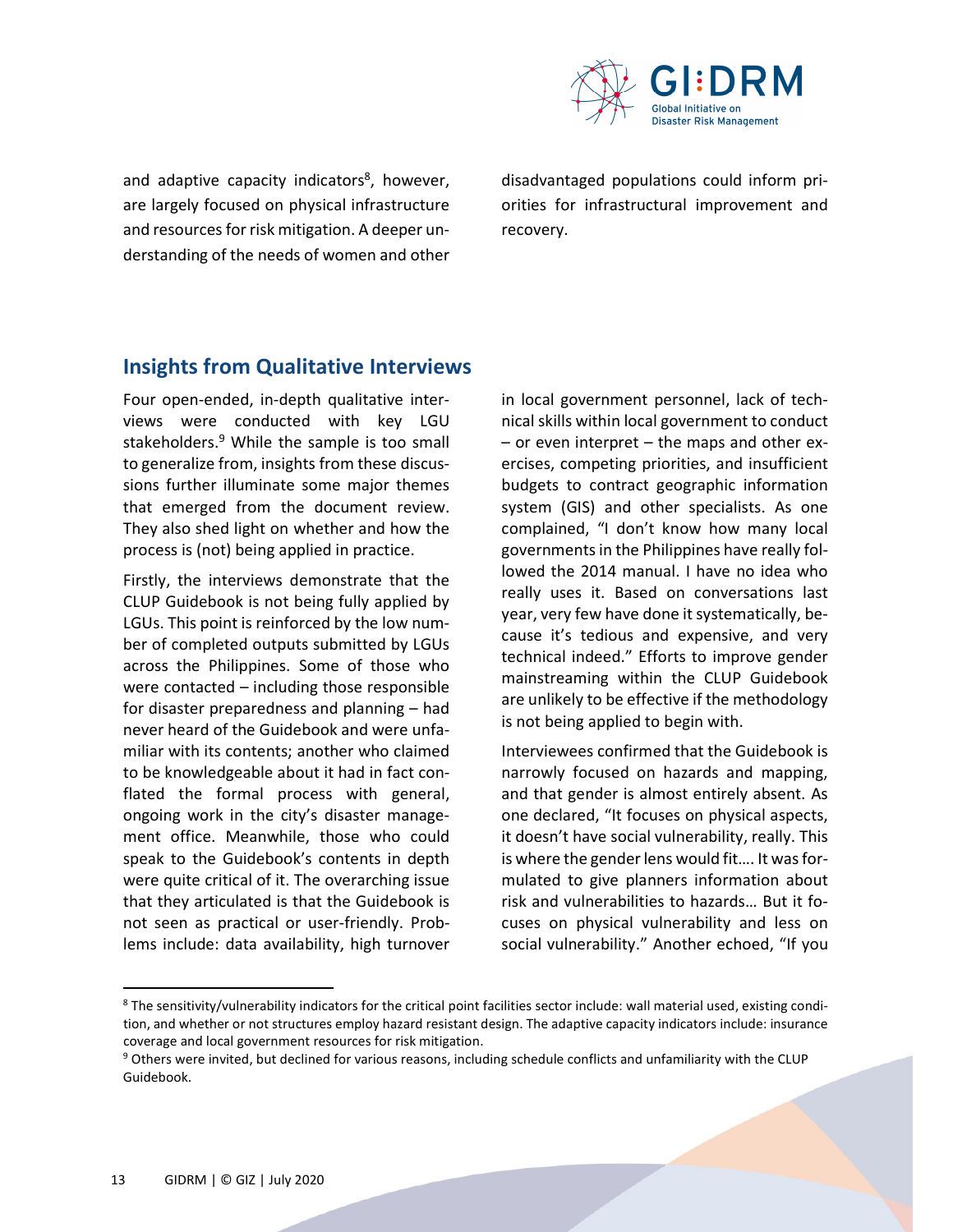and adaptive capacity indicators[8], however, are largely focused on physical infrastructure and resources for risk mitigation. A deeper understanding of the needs of women and other disadvantaged populations could inform priorities for infrastructural improvement and recovery.

## Insights from Qualitative Interviews

Four open-ended, in-depth qualitative interviews were conducted with key LGU stakeholders.[9] While the sample is too small to generalize from, insights from these discussions further illuminate some major themes that emerged from the document review. They also shed light on whether and how the process is (not) being applied in practice.

Firstly, the interviews demonstrate that the CLUP Guidebook is not being fully applied by LGUs. This point is reinforced by the low number of completed outputs submitted by LGUs across the Philippines. Some of those who were contacted – including those responsible for disaster preparedness and planning – had never heard of the Guidebook and were unfamiliar with its contents; another who claimed to be knowledgeable about it had in fact conflated the formal process with general, ongoing work in the city's disaster management office. Meanwhile, those who could speak to the Guidebook's contents in depth were quite critical of it. The overarching issue that they articulated is that the Guidebook is not seen as practical or user-friendly. Problems include: data availability, high turnover in local government personnel, lack of technical skills within local government to conduct – or even interpret – the maps and other exercises, competing priorities, and insufficient budgets to contract geographic information system (GIS) and other specialists. As one complained, "I don't know how many local governments in the Philippines have really followed the 2014 manual. I have no idea who really uses it. Based on conversations last year, very few have done it systematically, because it's tedious and expensive, and very technical indeed." Efforts to improve gender mainstreaming within the CLUP Guidebook are unlikely to be effective if the methodology is not being applied to begin with.

Interviewees confirmed that the Guidebook is narrowly focused on hazards and mapping, and that gender is almost entirely absent. As one declared, "It focuses on physical aspects, it doesn't have social vulnerability, really. This is where the gender lens would fit…. It was formulated to give planners information about risk and vulnerabilities to hazards… But it focuses on physical vulnerability and less on social vulnerability." Another echoed, "If you

---

[8] The sensitivity/vulnerability indicators for the critical point facilities sector include: wall material used, existing condition, and whether or not structures employ hazard resistant design. The adaptive capacity indicators include: insurance coverage and local government resources for risk mitigation.

[9] Others were invited, but declined for various reasons, including schedule conflicts and unfamiliarity with the CLUP Guidebook.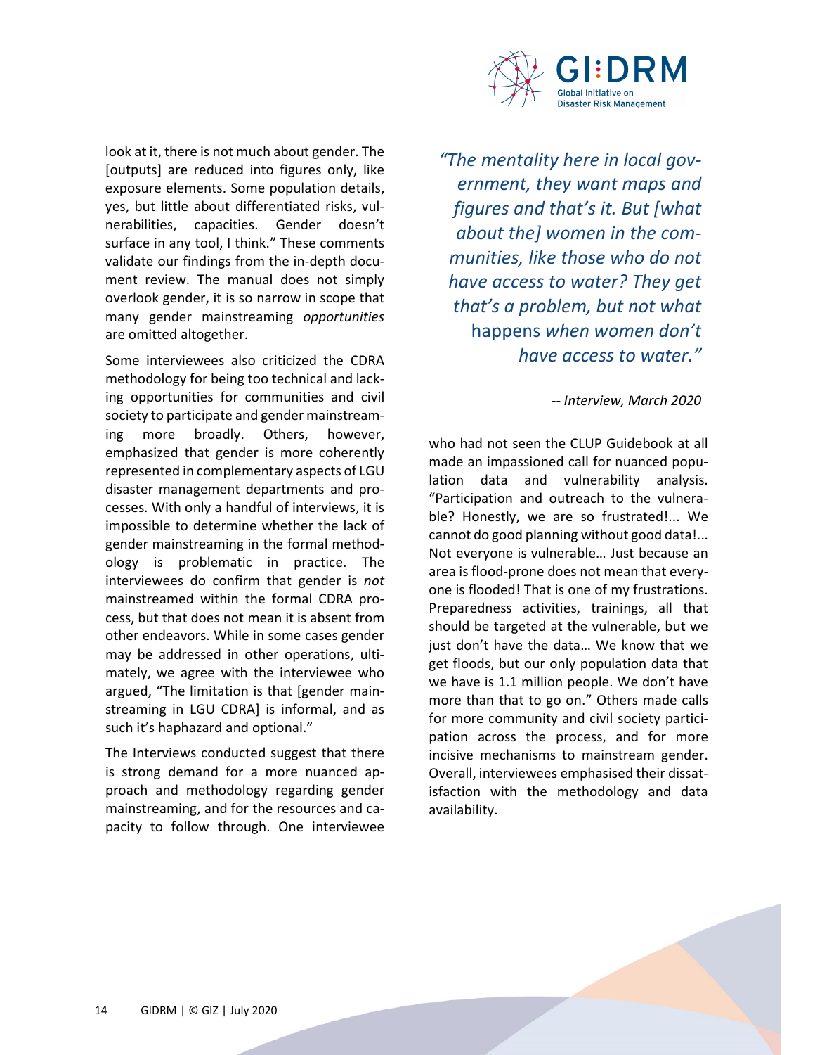look at it, there is not much about gender. The [outputs] are reduced into figures only, like exposure elements. Some population details, yes, but little about differentiated risks, vulnerabilities, capacities. Gender doesn't surface in any tool, I think." These comments validate our findings from the in-depth document review. The manual does not simply overlook gender, it is so narrow in scope that many gender mainstreaming *opportunities* are omitted altogether.

Some interviewees also criticized the CDRA methodology for being too technical and lacking opportunities for communities and civil society to participate and gender mainstreaming more broadly. Others, however, emphasized that gender is more coherently represented in complementary aspects of LGU disaster management departments and processes. With only a handful of interviews, it is impossible to determine whether the lack of gender mainstreaming in the formal methodology is problematic in practice. The interviewees do confirm that gender is *not* mainstreamed within the formal CDRA process, but that does not mean it is absent from other endeavors. While in some cases gender may be addressed in other operations, ultimately, we agree with the interviewee who argued, "The limitation is that [gender mainstreaming in LGU CDRA] is informal, and as such it's haphazard and optional."

The Interviews conducted suggest that there is strong demand for a more nuanced approach and methodology regarding gender mainstreaming, and for the resources and capacity to follow through. One interviewee who had not seen the CLUP Guidebook at all made an impassioned call for nuanced population data and vulnerability analysis. "Participation and outreach to the vulnerable? Honestly, we are so frustrated!... We cannot do planning without good data!... Not everyone is vulnerable… Just because an area is flood-prone does not mean that everyone is flooded! That is one of my frustrations. Preparedness activities, trainings, all that should be targeted at the vulnerable, but we just don't have the data… We know that we get floods, but our only population data that we have is 1.1 million people. We don't have more than that to go on." Others made calls for more community and civil society participation across the process, and for more incisive mechanisms to mainstream gender. Overall, interviewees emphasised their dissatisfaction with the methodology and data availability.

> *"The mentality here in local government, they want maps and figures and that's it. But [what about the] women in the communities, like those who do not have access to water? They get that's a problem, but not what* happens *when women don't have access to water."*
>
> *-- Interview, March 2020*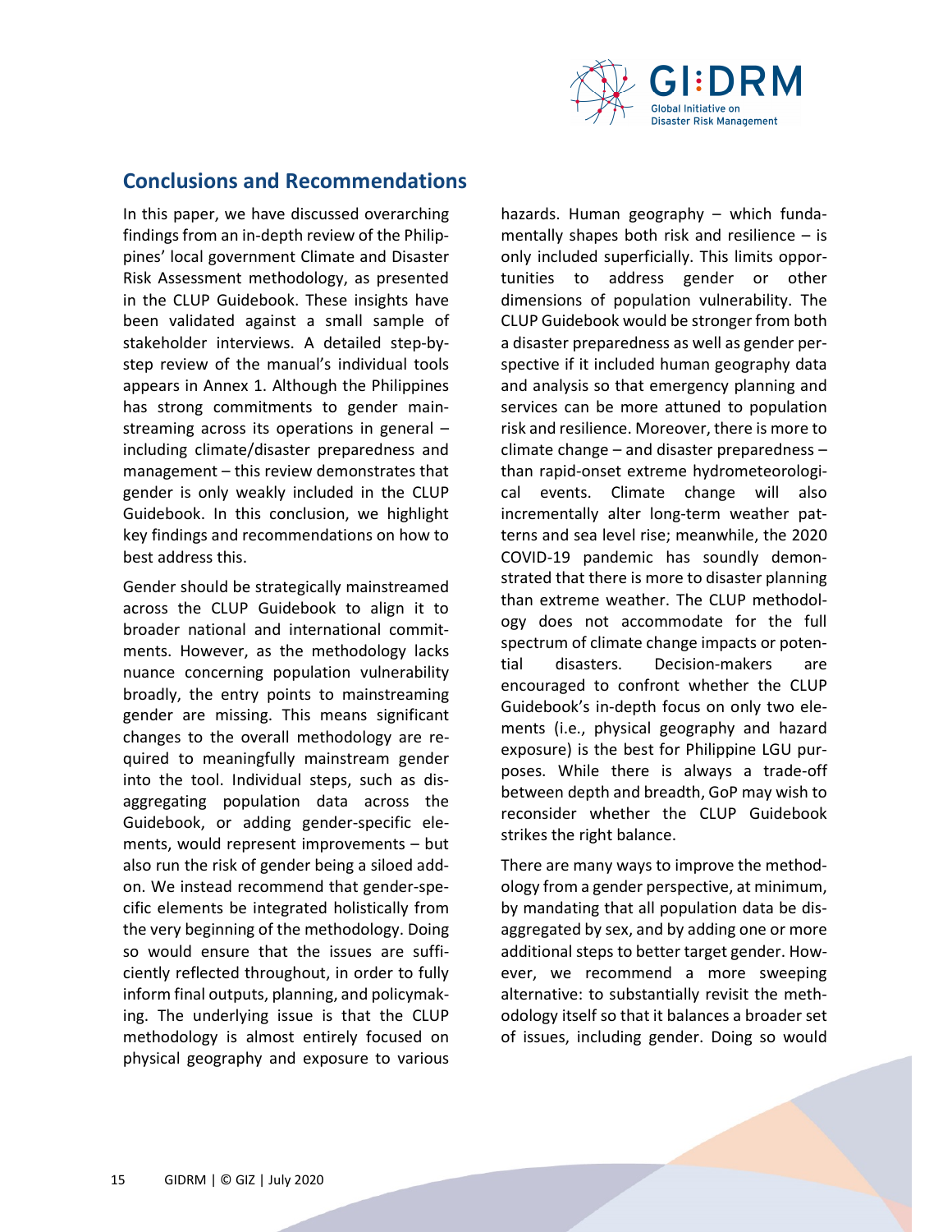## Conclusions and Recommendations

In this paper, we have discussed overarching findings from an in-depth review of the Philippines' local government Climate and Disaster Risk Assessment methodology, as presented in the CLUP Guidebook. These insights have been validated against a small sample of stakeholder interviews. A detailed step-by-step review of the manual's individual tools appears in Annex 1. Although the Philippines has strong commitments to gender mainstreaming across its operations in general – including climate/disaster preparedness and management – this review demonstrates that gender is only weakly included in the CLUP Guidebook. In this conclusion, we highlight key findings and recommendations on how to best address this.

Gender should be strategically mainstreamed across the CLUP Guidebook to align it to broader national and international commitments. However, as the methodology lacks nuance concerning population vulnerability broadly, the entry points to mainstreaming gender are missing. This means significant changes to the overall methodology are required to meaningfully mainstream gender into the tool. Individual steps, such as disaggregating population data across the Guidebook, or adding gender-specific elements, would represent improvements – but also run the risk of gender being a siloed add-on. We instead recommend that gender-specific elements be integrated holistically from the very beginning of the methodology. Doing so would ensure that the issues are sufficiently reflected throughout, in order to fully inform final outputs, planning, and policymaking. The underlying issue is that the CLUP methodology is almost entirely focused on physical geography and exposure to various hazards. Human geography – which fundamentally shapes both risk and resilience – is only included superficially. This limits opportunities to address gender or other dimensions of population vulnerability. The CLUP Guidebook would be stronger from both a disaster preparedness as well as gender perspective if it included human geography data and analysis so that emergency planning and services can be more attuned to population risk and resilience. Moreover, there is more to climate change – and disaster preparedness – than rapid-onset extreme hydrometeorological events. Climate change will also incrementally alter long-term weather patterns and sea level rise; meanwhile, the 2020 COVID-19 pandemic has soundly demonstrated that there is more to disaster planning than extreme weather. The CLUP methodology does not accommodate for the full spectrum of climate change impacts or potential disasters. Decision-makers are encouraged to confront whether the CLUP Guidebook's in-depth focus on only two elements (i.e., physical geography and hazard exposure) is the best for Philippine LGU purposes. While there is always a trade-off between depth and breadth, GoP may wish to reconsider whether the CLUP Guidebook strikes the right balance.

There are many ways to improve the methodology from a gender perspective, at minimum, by mandating that all population data be disaggregated by sex, and by adding one or more additional steps to better target gender. However, we recommend a more sweeping alternative: to substantially revisit the methodology itself so that it balances a broader set of issues, including gender. Doing so would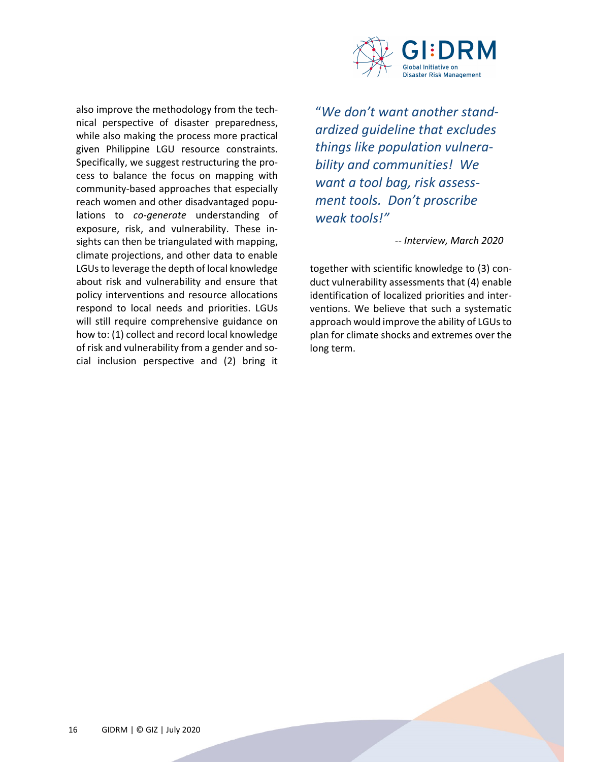also improve the methodology from the technical perspective of disaster preparedness, while also making the process more practical given Philippine LGU resource constraints. Specifically, we suggest restructuring the process to balance the focus on mapping with community-based approaches that especially reach women and other disadvantaged populations to *co-generate* understanding of exposure, risk, and vulnerability. These insights can then be triangulated with mapping, climate projections, and other data to enable LGUs to leverage the depth of local knowledge about risk and vulnerability and ensure that policy interventions and resource allocations respond to local needs and priorities. LGUs will still require comprehensive guidance on how to: (1) collect and record local knowledge of risk and vulnerability from a gender and social inclusion perspective and (2) bring it together with scientific knowledge to (3) conduct vulnerability assessments that (4) enable identification of localized priorities and interventions. We believe that such a systematic approach would improve the ability of LGUs to plan for climate shocks and extremes over the long term.

> "*We don't want another standardized guideline that excludes things like population vulnerability and communities! We want a tool bag, risk assessment tools. Don't proscribe weak tools!*"
>
> *-- Interview, March 2020*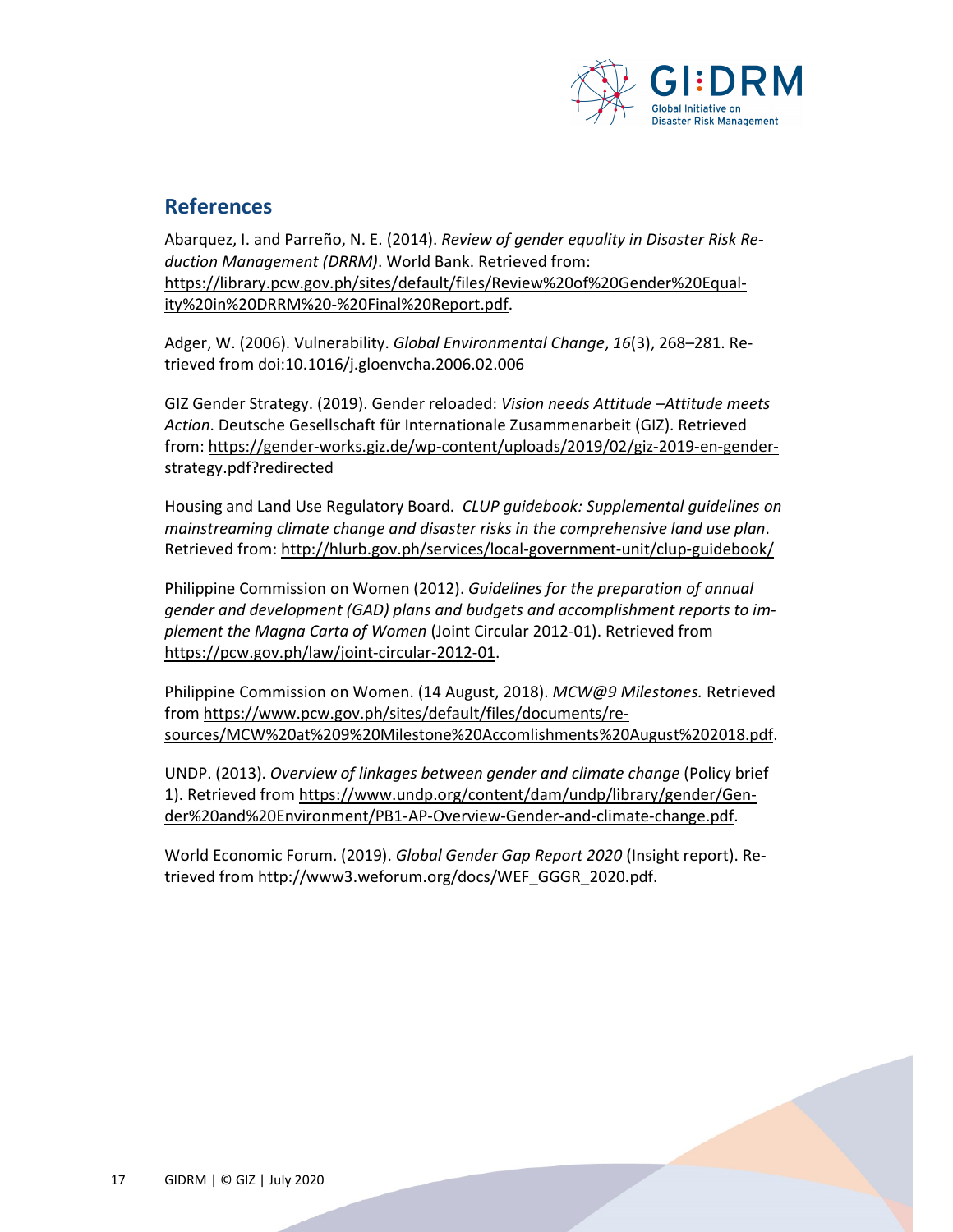## References

Abarquez, I. and Parreño, N. E. (2014). *Review of gender equality in Disaster Risk Reduction Management (DRRM)*. World Bank. Retrieved from: https://library.pcw.gov.ph/sites/default/files/Review%20of%20Gender%20Equality%20in%20DRRM%20-%20Final%20Report.pdf.

Adger, W. (2006). Vulnerability. *Global Environmental Change*, *16*(3), 268–281. Retrieved from doi:10.1016/j.gloenvcha.2006.02.006

GIZ Gender Strategy. (2019). Gender reloaded: *Vision needs Attitude –Attitude meets Action*. Deutsche Gesellschaft für Internationale Zusammenarbeit (GIZ). Retrieved from: https://gender-works.giz.de/wp-content/uploads/2019/02/giz-2019-en-gender-strategy.pdf?redirected

Housing and Land Use Regulatory Board. *CLUP guidebook: Supplemental guidelines on mainstreaming climate change and disaster risks in the comprehensive land use plan*. Retrieved from: http://hlurb.gov.ph/services/local-government-unit/clup-guidebook/

Philippine Commission on Women (2012). *Guidelines for the preparation of annual gender and development (GAD) plans and budgets and accomplishment reports to implement the Magna Carta of Women* (Joint Circular 2012-01). Retrieved from https://pcw.gov.ph/law/joint-circular-2012-01.

Philippine Commission on Women. (14 August, 2018). *MCW@9 Milestones.* Retrieved from https://www.pcw.gov.ph/sites/default/files/documents/resources/MCW%20at%209%20Milestone%20Accomlishments%20August%202018.pdf.

UNDP. (2013). *Overview of linkages between gender and climate change* (Policy brief 1). Retrieved from https://www.undp.org/content/dam/undp/library/gender/Gender%20and%20Environment/PB1-AP-Overview-Gender-and-climate-change.pdf.

World Economic Forum. (2019). *Global Gender Gap Report 2020* (Insight report). Retrieved from http://www3.weforum.org/docs/WEF_GGGR_2020.pdf.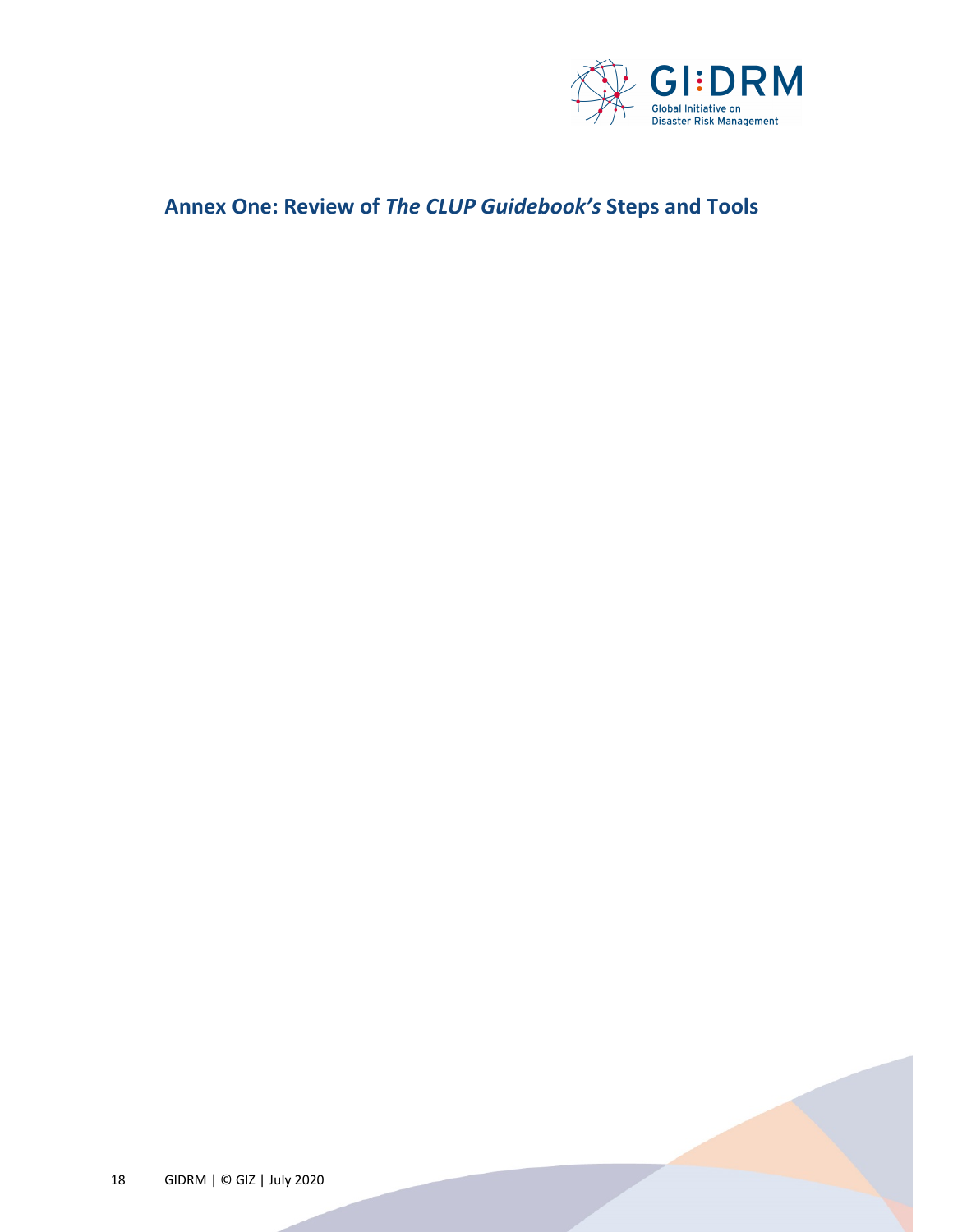# Annex One: Review of *The CLUP Guidebook's* Steps and Tools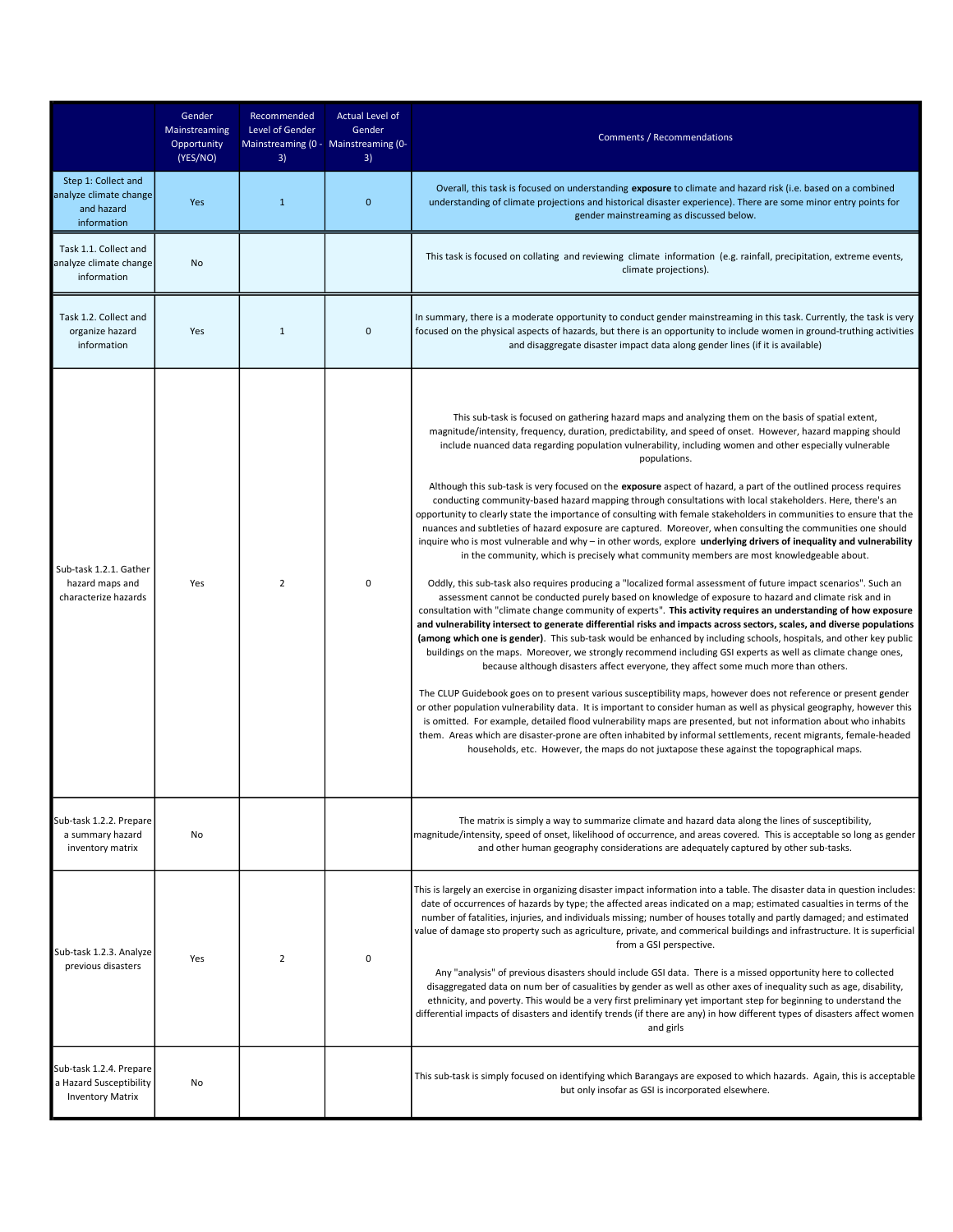| | Gender Mainstreaming Opportunity (YES/NO) | Recommended Level of Gender Mainstreaming (0 - 3) | Actual Level of Gender Mainstreaming (0-3) | Comments / Recommendations |
|---|---|---|---|---|
| Step 1: Collect and analyze climate change and hazard information | Yes | 1 | 0 | Overall, this task is focused on understanding **exposure** to climate and hazard risk (i.e. based on a combined understanding of climate projections and historical disaster experience). There are some minor entry points for gender mainstreaming as discussed below. |
| Task 1.1. Collect and analyze climate change information | No | | | This task is focused on collating and reviewing climate information (e.g. rainfall, precipitation, extreme events, climate projections). |
| Task 1.2. Collect and organize hazard information | Yes | 1 | 0 | In summary, there is a moderate opportunity to conduct gender mainstreaming in this task. Currently, the task is very focused on the physical aspects of hazards, but there is an opportunity to include women in ground-truthing activities and disaggregate disaster impact data along gender lines (if it is available) |
| Sub-task 1.2.1. Gather hazard maps and characterize hazards | Yes | 2 | 0 | This sub-task is focused on gathering hazard maps and analyzing them on the basis of spatial extent, magnitude/intensity, frequency, duration, predictability, and speed of onset. However, hazard mapping should include nuanced data regarding population vulnerability, including women and other especially vulnerable populations.<br><br>Although this sub-task is very focused on the **exposure** aspect of hazard, a part of the outlined process requires conducting community-based hazard mapping through consultations with local stakeholders. Here, there's an opportunity to clearly state the importance of consulting with female stakeholders in communities to ensure that the nuances and subtleties of hazard exposure are captured. Moreover, when consulting the communities one should inquire who is most vulnerable and why – in other words, explore **underlying drivers of inequality and vulnerability** in the community, which is precisely what community members are most knowledgeable about.<br><br>Oddly, this sub-task also requires producing a "localized formal assessment of future impact scenarios". Such an assessment cannot be conducted purely based on knowledge of exposure to hazard and climate risk and in consultation with "climate change community of experts". **This activity requires an understanding of how exposure and vulnerability intersect to generate differential risks and impacts across sectors, scales, and diverse populations (among which one is gender)**. This sub-task would be enhanced by including schools, hospitals, and other key public buildings on the maps. Moreover, we strongly recommend including GSI experts as well as climate change ones, because although disasters affect everyone, they affect some much more than others.<br><br>The CLUP Guidebook goes on to present various susceptibility maps, however does not reference or present gender or other population vulnerability data. It is important to consider human as well as physical geography, however this is omitted. For example, detailed flood vulnerability maps are presented, but not information about who inhabits them. Areas which are disaster-prone are often inhabited by informal settlements, recent migrants, female-headed households, etc. However, the maps do not juxtapose these against the topographical maps. |
| Sub-task 1.2.2. Prepare a summary hazard inventory matrix | No | | | The matrix is simply a way to summarize climate and hazard data along the lines of susceptibility, magnitude/intensity, speed of onset, likelihood of occurrence, and areas covered. This is acceptable so long as gender and other human geography considerations are adequately captured by other sub-tasks. |
| Sub-task 1.2.3. Analyze previous disasters | Yes | 2 | 0 | This is largely an exercise in organizing disaster impact information into a table. The disaster data in question includes: date of occurrences of hazards by type; the affected areas indicated on a map; estimated casualties in terms of the number of fatalities, injuries, and individuals missing; number of houses totally and partly damaged; and estimated value of damage sto property such as agriculture, private, and commerical buildings and infrastructure. It is superficial from a GSI perspective.<br><br>Any "analysis" of previous disasters should include GSI data. There is a missed opportunity here to collected disaggregated data on num ber of casualities by gender as well as other axes of inequality such as age, disability, ethnicity, and poverty. This would be a very first preliminary yet important step for beginning to understand the differential impacts of disasters and identify trends (if there are any) in how different types of disasters affect women and girls |
| Sub-task 1.2.4. Prepare a Hazard Susceptibility Inventory Matrix | No | | | This sub-task is simply focused on identifying which Barangays are exposed to which hazards. Again, this is acceptable but only insofar as GSI is incorporated elsewhere. |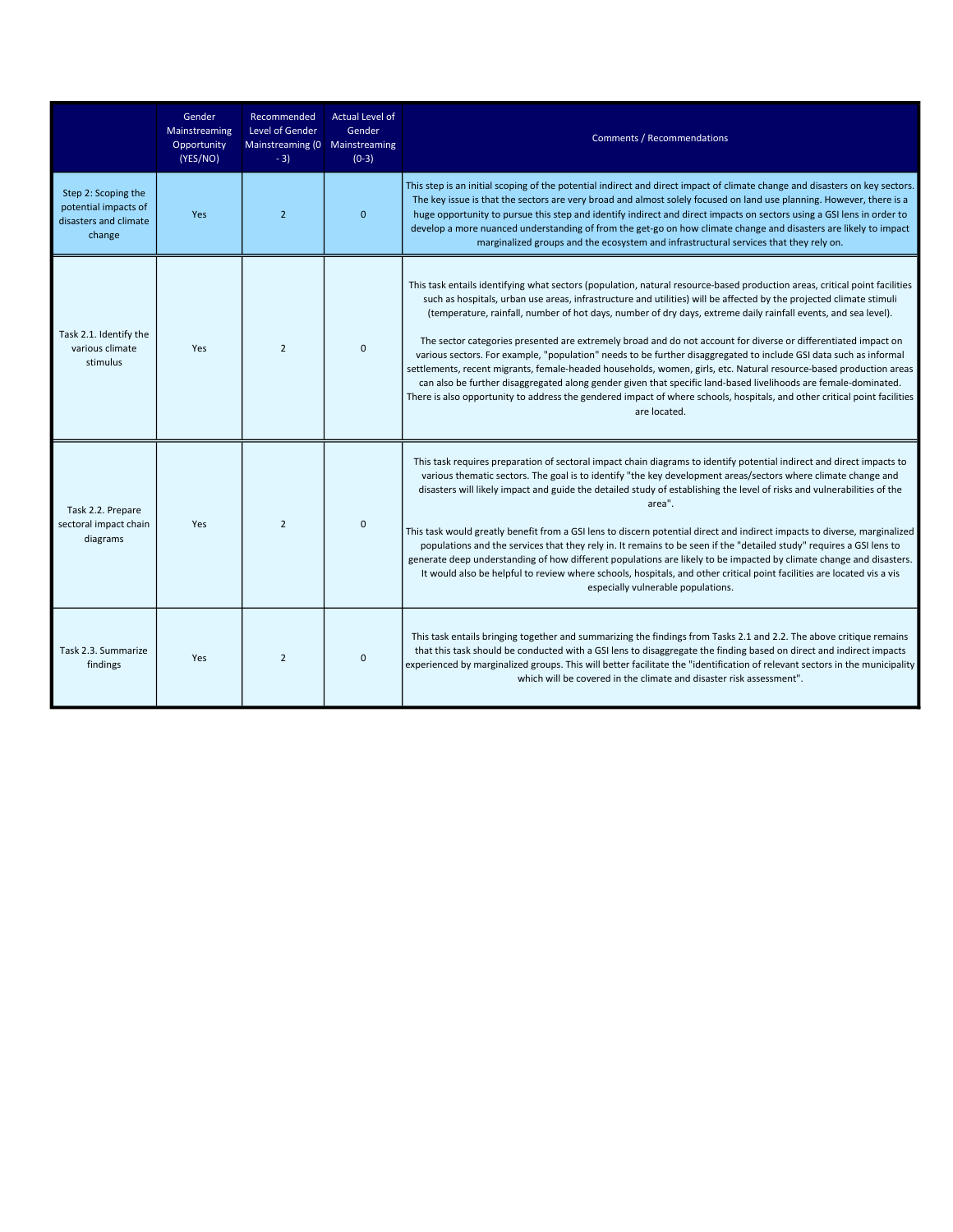| | Gender Mainstreaming Opportunity (YES/NO) | Recommended Level of Gender Mainstreaming (0 - 3) | Actual Level of Gender Mainstreaming (0-3) | Comments / Recommendations |
|---|---|---|---|---|
| Step 2: Scoping the potential impacts of disasters and climate change | Yes | 2 | 0 | This step is an initial scoping of the potential indirect and direct impact of climate change and disasters on key sectors. The key issue is that the sectors are very broad and almost solely focused on land use planning. However, there is a huge opportunity to pursue this step and identify indirect and direct impacts on sectors using a GSI lens in order to develop a more nuanced understanding of from the get-go on how climate change and disasters are likely to impact marginalized groups and the ecosystem and infrastructural services that they rely on. |
| Task 2.1. Identify the various climate stimulus | Yes | 2 | 0 | This task entails identifying what sectors (population, natural resource-based production areas, critical point facilities such as hospitals, urban use areas, infrastructure and utilities) will be affected by the projected climate stimuli (temperature, rainfall, number of hot days, number of dry days, extreme daily rainfall events, and sea level).<br><br>The sector categories presented are extremely broad and do not account for diverse or differentiated impact on various sectors. For example, "population" needs to be further disaggregated to include GSI data such as informal settlements, recent migrants, female-headed households, women, girls, etc. Natural resource-based production areas can also be further disaggregated along gender given that specific land-based livelihoods are female-dominated. There is also opportunity to address the gendered impact of where schools, hospitals, and other critical point facilities are located. |
| Task 2.2. Prepare sectoral impact chain diagrams | Yes | 2 | 0 | This task requires preparation of sectoral impact chain diagrams to identify potential indirect and direct impacts to various thematic sectors. The goal is to identify "the key development areas/sectors where climate change and disasters will likely impact and guide the detailed study of establishing the level of risks and vulnerabilities of the area".<br><br>This task would greatly benefit from a GSI lens to discern potential direct and indirect impacts to diverse, marginalized populations and the services that they rely in. It remains to be seen if the "detailed study" requires a GSI lens to generate deep understanding of how different populations are likely to be impacted by climate change and disasters. It would also be helpful to review where schools, hospitals, and other critical point facilities are located vis a vis especially vulnerable populations. |
| Task 2.3. Summarize findings | Yes | 2 | 0 | This task entails bringing together and summarizing the findings from Tasks 2.1 and 2.2. The above critique remains that this task should be conducted with a GSI lens to disaggregate the finding based on direct and indirect impacts experienced by marginalized groups. This will better facilitate the "identification of relevant sectors in the municipality which will be covered in the climate and disaster risk assessment". |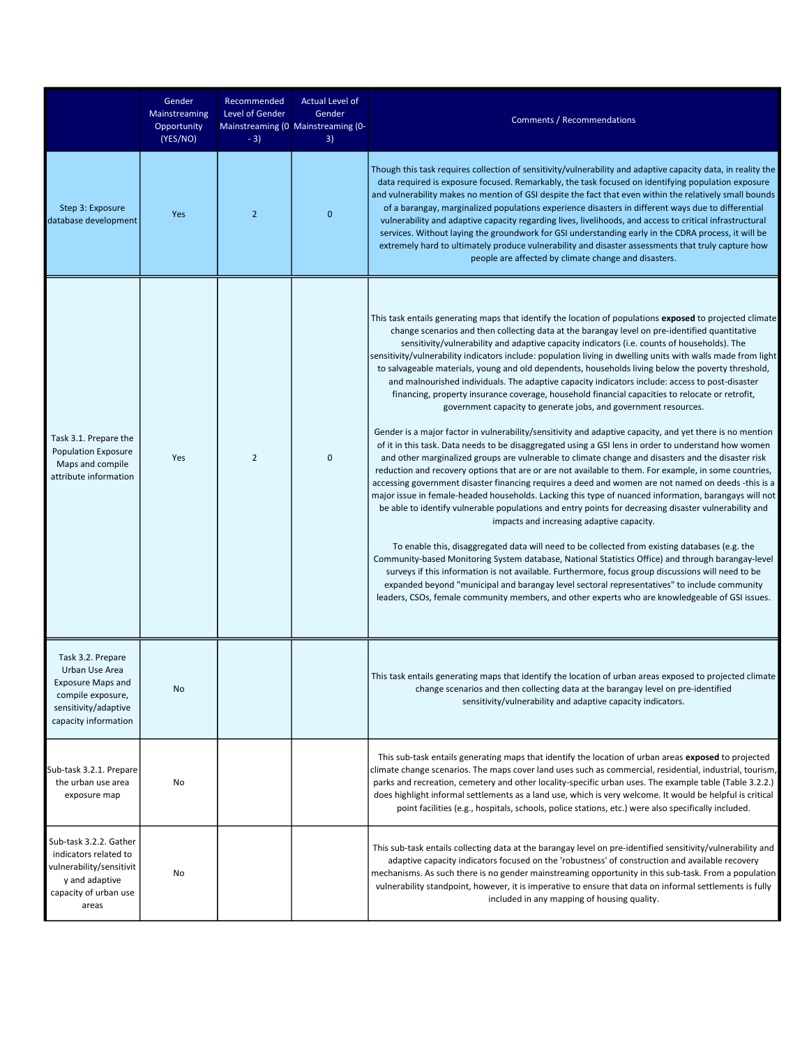| | Gender Mainstreaming Opportunity (YES/NO) | Recommended Level of Gender Mainstreaming (0 - 3) | Actual Level of Gender Mainstreaming (0-3) | Comments / Recommendations |
|---|---|---|---|---|
| Step 3: Exposure database development | Yes | 2 | 0 | Though this task requires collection of sensitivity/vulnerability and adaptive capacity data, in reality the data required is exposure focused. Remarkably, the task focused on identifying population exposure and vulnerability makes no mention of GSI despite the fact that even within the relatively small bounds of a barangay, marginalized populations experience disasters in different ways due to differential vulnerability and adaptive capacity regarding lives, livelihoods, and access to critical infrastructural services. Without laying the groundwork for GSI understanding early in the CDRA process, it will be extremely hard to ultimately produce vulnerability and disaster assessments that truly capture how people are affected by climate change and disasters. |
| Task 3.1. Prepare the Population Exposure Maps and compile attribute information | Yes | 2 | 0 | This task entails generating maps that identify the location of populations **exposed** to projected climate change scenarios and then collecting data at the barangay level on pre-identified quantitative sensitivity/vulnerability and adaptive capacity indicators (i.e. counts of households). The sensitivity/vulnerability indicators include: population living in dwelling units with walls made from light to salvageable materials, young and old dependents, households living below the poverty threshold, and malnourished individuals. The adaptive capacity indicators include: access to post-disaster financing, property insurance coverage, household financial capacities to relocate or retrofit, government capacity to generate jobs, and government resources.<br><br>Gender is a major factor in vulnerability/sensitivity and adaptive capacity, and yet there is no mention of it in this task. Data needs to be disaggregated using a GSI lens in order to understand how women and other marginalized groups are vulnerable to climate change and disasters and the disaster risk reduction and recovery options that are or are not available to them. For example, in some countries, accessing government disaster financing requires a deed and women are not named on deeds -this is a major issue in female-headed households. Lacking this type of nuanced information, barangays will not be able to identify vulnerable populations and entry points for decreasing disaster vulnerability and impacts and increasing adaptive capacity.<br><br>To enable this, disaggregated data will need to be collected from existing databases (e.g. the Community-based Monitoring System database, National Statistics Office) and through barangay-level surveys if this information is not available. Furthermore, focus group discussions will need to be expanded beyond "municipal and barangay level sectoral representatives" to include community leaders, CSOs, female community members, and other experts who are knowledgeable of GSI issues. |
| Task 3.2. Prepare Urban Use Area Exposure Maps and compile exposure, sensitivity/adaptive capacity information | No | | | This task entails generating maps that identify the location of urban areas exposed to projected climate change scenarios and then collecting data at the barangay level on pre-identified sensitivity/vulnerability and adaptive capacity indicators. |
| Sub-task 3.2.1. Prepare the urban use area exposure map | No | | | This sub-task entails generating maps that identify the location of urban areas **exposed** to projected climate change scenarios. The maps cover land uses such as commercial, residential, industrial, tourism, parks and recreation, cemetery and other locality-specific urban uses. The example table (Table 3.2.2.) does highlight informal settlements as a land use, which is very welcome. It would be helpful is critical point facilities (e.g., hospitals, schools, police stations, etc.) were also specifically included. |
| Sub-task 3.2.2. Gather indicators related to vulnerability/sensitivity and adaptive capacity of urban use areas | No | | | This sub-task entails collecting data at the barangay level on pre-identified sensitivity/vulnerability and adaptive capacity indicators focused on the 'robustness' of construction and available recovery mechanisms. As such there is no gender mainstreaming opportunity in this sub-task. From a population vulnerability standpoint, however, it is imperative to ensure that data on informal settlements is fully included in any mapping of housing quality. |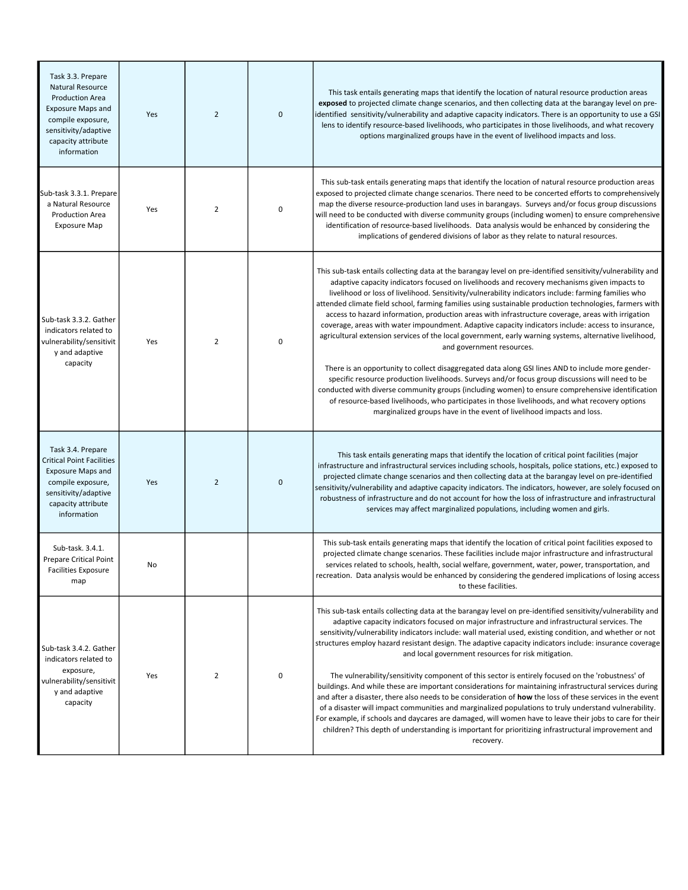| | | | | |
|---|---|---|---|---|
| Task 3.3. Prepare Natural Resource Production Area Exposure Maps and compile exposure, sensitivity/adaptive capacity attribute information | Yes | 2 | 0 | This task entails generating maps that identify the location of natural resource production areas **exposed** to projected climate change scenarios, and then collecting data at the barangay level on pre-identified sensitivity/vulnerability and adaptive capacity indicators. There is an opportunity to use a GSI lens to identify resource-based livelihoods, who participates in those livelihoods, and what recovery options marginalized groups have in the event of livelihood impacts and loss. |
| Sub-task 3.3.1. Prepare a Natural Resource Production Area Exposure Map | Yes | 2 | 0 | This sub-task entails generating maps that identify the location of natural resource production areas exposed to projected climate change scenarios. There need to be concerted efforts to comprehensively map the diverse resource-production land uses in barangays. Surveys and/or focus group discussions will need to be conducted with diverse community groups (including women) to ensure comprehensive identification of resource-based livelihoods. Data analysis would be enhanced by considering the implications of gendered divisions of labor as they relate to natural resources. |
| Sub-task 3.3.2. Gather indicators related to vulnerability/sensitivity and adaptive capacity | Yes | 2 | 0 | This sub-task entails collecting data at the barangay level on pre-identified sensitivity/vulnerability and adaptive capacity indicators focused on livelihoods and recovery mechanisms given impacts to livelihood or loss of livelihood. Sensitivity/vulnerability indicators include: farming families who attended climate field school, farming families using sustainable production technologies, farmers with access to hazard information, production areas with infrastructure coverage, areas with irrigation coverage, areas with water impoundment. Adaptive capacity indicators include: access to insurance, agricultural extension services of the local government, early warning systems, alternative livelihood, and government resources.<br><br>There is an opportunity to collect disaggregated data along GSI lines AND to include more gender-specific resource production livelihoods. Surveys and/or focus group discussions will need to be conducted with diverse community groups (including women) to ensure comprehensive identification of resource-based livelihoods, who participates in those livelihoods, and what recovery options marginalized groups have in the event of livelihood impacts and loss. |
| Task 3.4. Prepare Critical Point Facilities Exposure Maps and compile exposure, sensitivity/adaptive capacity attribute information | Yes | 2 | 0 | This task entails generating maps that identify the location of critical point facilities (major infrastructure and infrastructural services including schools, hospitals, police stations, etc.) exposed to projected climate change scenarios and then collecting data at the barangay level on pre-identified sensitivity/vulnerability and adaptive capacity indicators. The indicators, however, are solely focused on robustness of infrastructure and do not account for how the loss of infrastructure and infrastructural services may affect marginalized populations, including women and girls. |
| Sub-task. 3.4.1. Prepare Critical Point Facilities Exposure map | No | | | This sub-task entails generating maps that identify the location of critical point facilities exposed to projected climate change scenarios. These facilities include major infrastructure and infrastructural services related to schools, health, social welfare, government, water, power, transportation, and recreation. Data analysis would be enhanced by considering the gendered implications of losing access to these facilities. |
| Sub-task 3.4.2. Gather indicators related to exposure, vulnerability/sensitivity and adaptive capacity | Yes | 2 | 0 | This sub-task entails collecting data at the barangay level on pre-identified sensitivity/vulnerability and adaptive capacity indicators focused on major infrastructure and infrastructural services. The sensitivity/vulnerability indicators include: wall material used, existing condition, and whether or not structures employ hazard resistant design. The adaptive capacity indicators include: insurance coverage and local government resources for risk mitigation.<br><br>The vulnerability/sensitivity component of this sector is entirely focused on the 'robustness' of buildings. And while these are important considerations for maintaining infrastructural services during and after a disaster, there also needs to be consideration of **how** the loss of these services in the event of a disaster will impact communities and marginalized populations to truly understand vulnerability. For example, if schools and daycares are damaged, will women have to leave their jobs to care for their children? This depth of understanding is important for prioritizing infrastructural improvement and recovery. |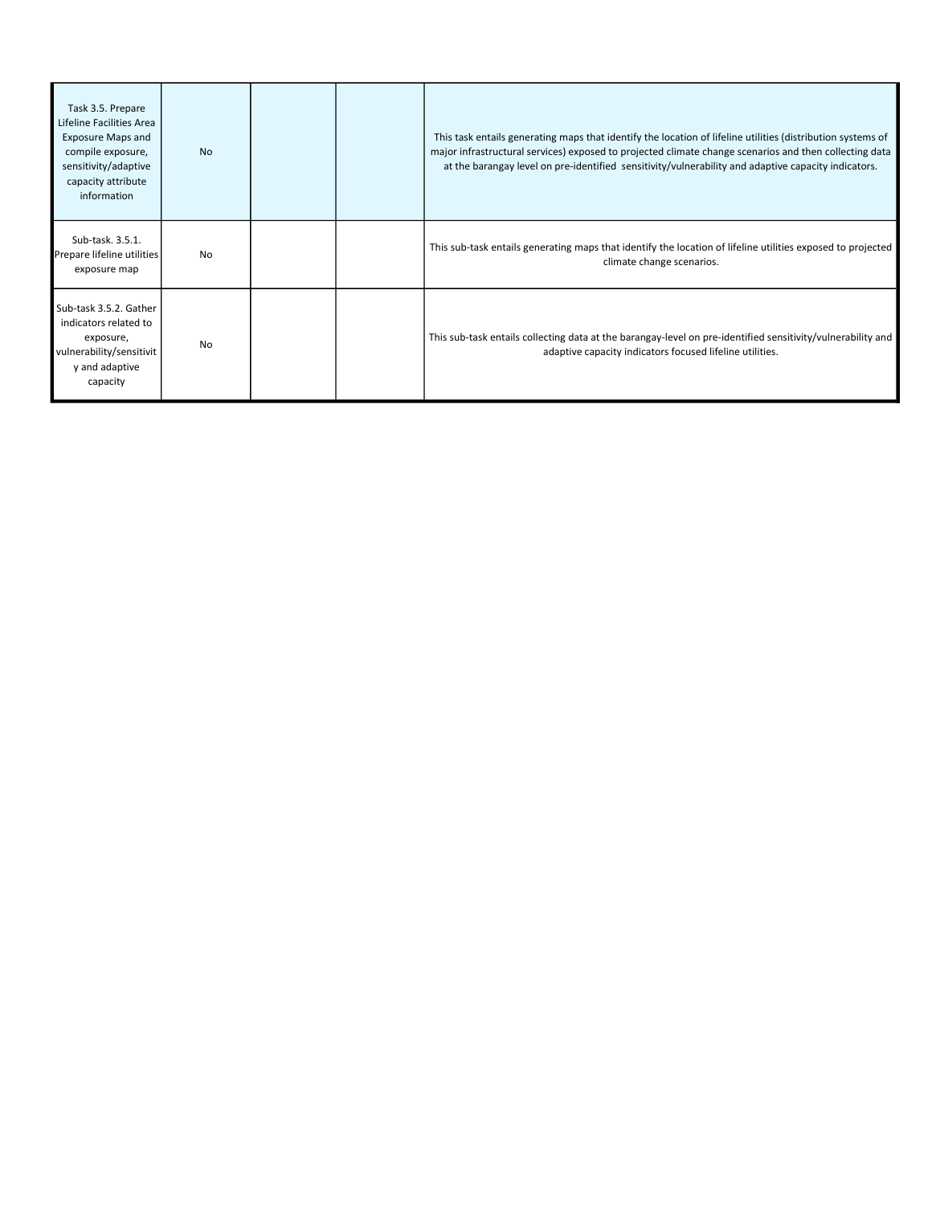| | | | | |
|---|---|---|---|---|
| Task 3.5. Prepare Lifeline Facilities Area Exposure Maps and compile exposure, sensitivity/adaptive capacity attribute information | No | | | This task entails generating maps that identify the location of lifeline utilities (distribution systems of major infrastructural services) exposed to projected climate change scenarios and then collecting data at the barangay level on pre-identified sensitivity/vulnerability and adaptive capacity indicators. |
| Sub-task. 3.5.1. Prepare lifeline utilities exposure map | No | | | This sub-task entails generating maps that identify the location of lifeline utilities exposed to projected climate change scenarios. |
| Sub-task 3.5.2. Gather indicators related to exposure, vulnerability/sensitivity and adaptive capacity | No | | | This sub-task entails collecting data at the barangay-level on pre-identified sensitivity/vulnerability and adaptive capacity indicators focused lifeline utilities. |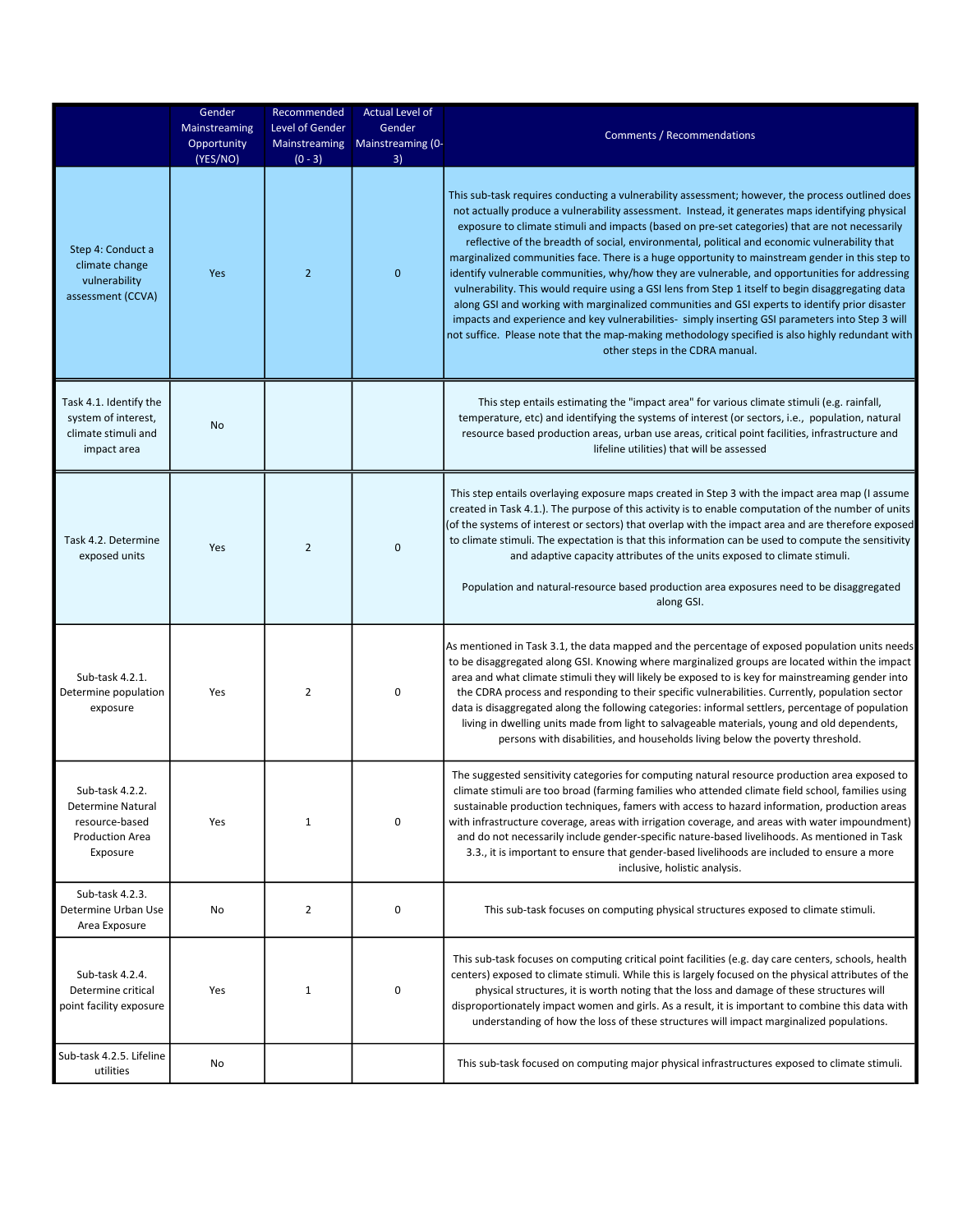| | Gender Mainstreaming Opportunity (YES/NO) | Recommended Level of Gender Mainstreaming (0 - 3) | Actual Level of Gender Mainstreaming (0-3) | Comments / Recommendations |
|---|---|---|---|---|
| Step 4: Conduct a climate change vulnerability assessment (CCVA) | Yes | 2 | 0 | This sub-task requires conducting a vulnerability assessment; however, the process outlined does not actually produce a vulnerability assessment. Instead, it generates maps identifying physical exposure to climate stimuli and impacts (based on pre-set categories) that are not necessarily reflective of the breadth of social, environmental, political and economic vulnerability that marginalized communities face. There is a huge opportunity to mainstream gender in this step to identify vulnerable communities, why/how they are vulnerable, and opportunities for addressing vulnerability. This would require using a GSI lens from Step 1 itself to begin disaggregating data along GSI and working with marginalized communities and GSI experts to identify prior disaster impacts and experience and key vulnerabilities- simply inserting GSI parameters into Step 3 will not suffice. Please note that the map-making methodology specified is also highly redundant with other steps in the CDRA manual. |
| Task 4.1. Identify the system of interest, climate stimuli and impact area | No | | | This step entails estimating the "impact area" for various climate stimuli (e.g. rainfall, temperature, etc) and identifying the systems of interest (or sectors, i.e., population, natural resource based production areas, urban use areas, critical point facilities, infrastructure and lifeline utilities) that will be assessed |
| Task 4.2. Determine exposed units | Yes | 2 | 0 | This step entails overlaying exposure maps created in Step 3 with the impact area map (I assume created in Task 4.1.). The purpose of this activity is to enable computation of the number of units (of the systems of interest or sectors) that overlap with the impact area and are therefore exposed to climate stimuli. The expectation is that this information can be used to compute the sensitivity and adaptive capacity attributes of the units exposed to climate stimuli.<br><br>Population and natural-resource based production area exposures need to be disaggregated along GSI. |
| Sub-task 4.2.1. Determine population exposure | Yes | 2 | 0 | As mentioned in Task 3.1, the data mapped and the percentage of exposed population units needs to be disaggregated along GSI. Knowing where marginalized groups are located within the impact area and what climate stimuli they will likely be exposed to is key for mainstreaming gender into the CDRA process and responding to their specific vulnerabilities. Currently, population sector data is disaggregated along the following categories: informal settlers, percentage of population living in dwelling units made from light to salvageable materials, young and old dependents, persons with disabilities, and households living below the poverty threshold. |
| Sub-task 4.2.2. Determine Natural resource-based Production Area Exposure | Yes | 1 | 0 | The suggested sensitivity categories for computing natural resource production area exposed to climate stimuli are too broad (farming families who attended climate field school, families using sustainable production techniques, famers with access to hazard information, production areas with infrastructure coverage, areas with irrigation coverage, and areas with water impoundment) and do not necessarily include gender-specific nature-based livelihoods. As mentioned in Task 3.3., it is important to ensure that gender-based livelihoods are included to ensure a more inclusive, holistic analysis. |
| Sub-task 4.2.3. Determine Urban Use Area Exposure | No | 2 | 0 | This sub-task focuses on computing physical structures exposed to climate stimuli. |
| Sub-task 4.2.4. Determine critical point facility exposure | Yes | 1 | 0 | This sub-task focuses on computing critical point facilities (e.g. day care centers, schools, health centers) exposed to climate stimuli. While this is largely focused on the physical attributes of the physical structures, it is worth noting that the loss and damage of these structures will disproportionately impact women and girls. As a result, it is important to combine this data with understanding of how the loss of these structures will impact marginalized populations. |
| Sub-task 4.2.5. Lifeline utilities | No | | | This sub-task focused on computing major physical infrastructures exposed to climate stimuli. |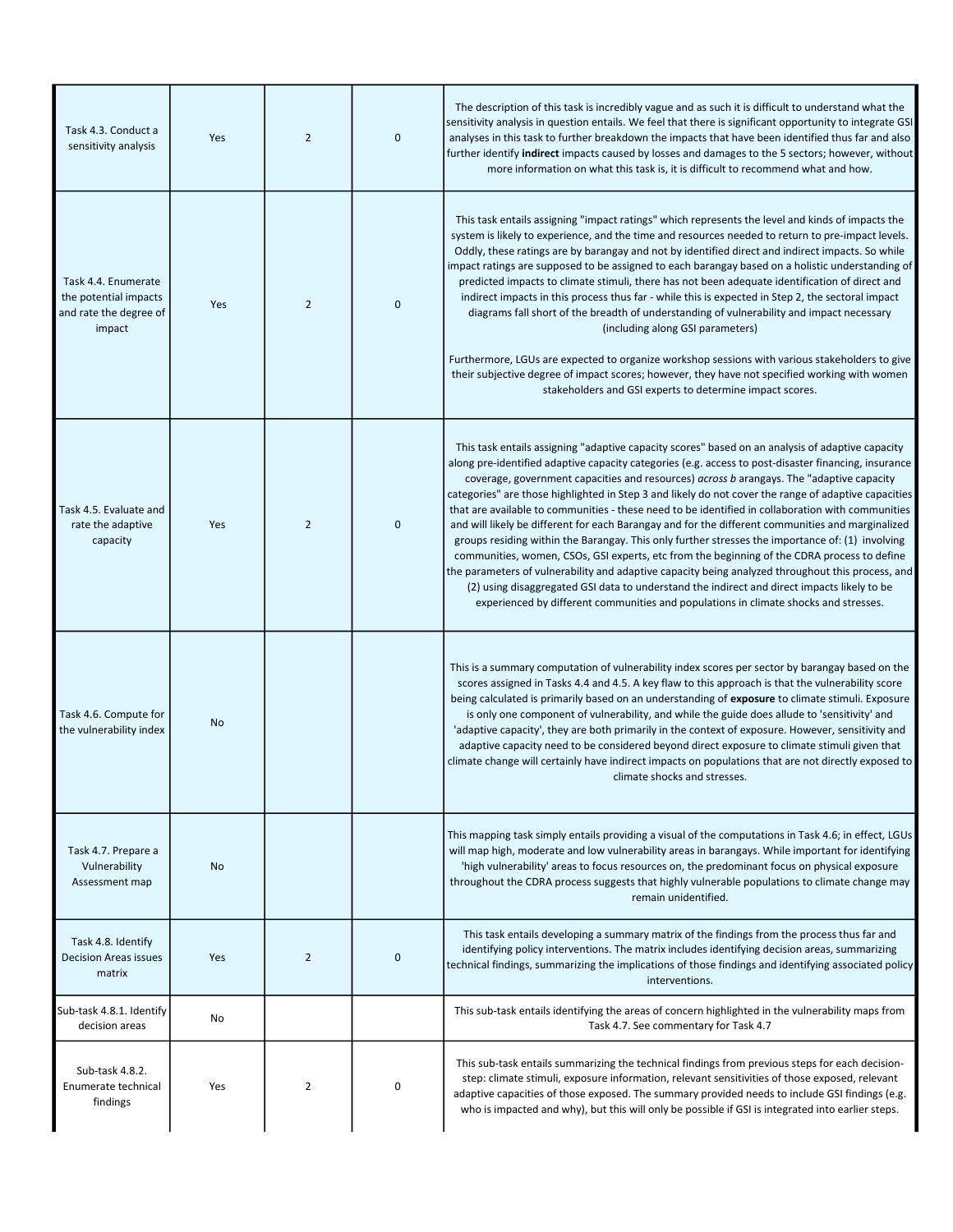| | | | | |
|---|---|---|---|---|
| Task 4.3. Conduct a sensitivity analysis | Yes | 2 | 0 | The description of this task is incredibly vague and as such it is difficult to understand what the sensitivity analysis in question entails. We feel that there is significant opportunity to integrate GSI analyses in this task to further breakdown the impacts that have been identified thus far and also further identify **indirect** impacts caused by losses and damages to the 5 sectors; however, without more information on what this task is, it is difficult to recommend what and how. |
| Task 4.4. Enumerate the potential impacts and rate the degree of impact | Yes | 2 | 0 | This task entails assigning "impact ratings" which represents the level and kinds of impacts the system is likely to experience, and the time and resources needed to return to pre-impact levels. Oddly, these ratings are by barangay and not by identified direct and indirect impacts. So while impact ratings are supposed to be assigned to each barangay based on a holistic understanding of predicted impacts to climate stimuli, there has not been adequate identification of direct and indirect impacts in this process thus far - while this is expected in Step 2, the sectoral impact diagrams fall short of the breadth of understanding of vulnerability and impact necessary (including along GSI parameters)<br><br>Furthermore, LGUs are expected to organize workshop sessions with various stakeholders to give their subjective degree of impact scores; however, they have not specified working with women stakeholders and GSI experts to determine impact scores. |
| Task 4.5. Evaluate and rate the adaptive capacity | Yes | 2 | 0 | This task entails assigning "adaptive capacity scores" based on an analysis of adaptive capacity along pre-identified adaptive capacity categories (e.g. access to post-disaster financing, insurance coverage, government capacities and resources) *across b* arangays. The "adaptive capacity categories" are those highlighted in Step 3 and likely do not cover the range of adaptive capacities that are available to communities - these need to be identified in collaboration with communities and will likely be different for each Barangay and for the different communities and marginalized groups residing within the Barangay. This only further stresses the importance of: (1) involving communities, women, CSOs, GSI experts, etc from the beginning of the CDRA process to define the parameters of vulnerability and adaptive capacity being analyzed throughout this process, and (2) using disaggregated GSI data to understand the indirect and direct impacts likely to be experienced by different communities and populations in climate shocks and stresses. |
| Task 4.6. Compute for the vulnerability index | No | | | This is a summary computation of vulnerability index scores per sector by barangay based on the scores assigned in Tasks 4.4 and 4.5. A key flaw to this approach is that the vulnerability score being calculated is primarily based on an understanding of **exposure** to climate stimuli. Exposure is only one component of vulnerability, and while the guide does allude to 'sensitivity' and 'adaptive capacity', they are both primarily in the context of exposure. However, sensitivity and adaptive capacity need to be considered beyond direct exposure to climate stimuli given that climate change will certainly have indirect impacts on populations that are not directly exposed to climate shocks and stresses. |
| Task 4.7. Prepare a Vulnerability Assessment map | No | | | This mapping task simply entails providing a visual of the computations in Task 4.6; in effect, LGUs will map high, moderate and low vulnerability areas in barangays. While important for identifying 'high vulnerability' areas to focus resources on, the predominant focus on physical exposure throughout the CDRA process suggests that highly vulnerable populations to climate change may remain unidentified. |
| Task 4.8. Identify Decision Areas issues matrix | Yes | 2 | 0 | This task entails developing a summary matrix of the findings from the process thus far and identifying policy interventions. The matrix includes identifying decision areas, summarizing technical findings, summarizing the implications of those findings and identifying associated policy interventions. |
| Sub-task 4.8.1. Identify decision areas | No | | | This sub-task entails identifying the areas of concern highlighted in the vulnerability maps from Task 4.7. See commentary for Task 4.7 |
| Sub-task 4.8.2. Enumerate technical findings | Yes | 2 | 0 | This sub-task entails summarizing the technical findings from previous steps for each decision-step: climate stimuli, exposure information, relevant sensitivities of those exposed, relevant adaptive capacities of those exposed. The summary provided needs to include GSI findings (e.g. who is impacted and why), but this will only be possible if GSI is integrated into earlier steps. |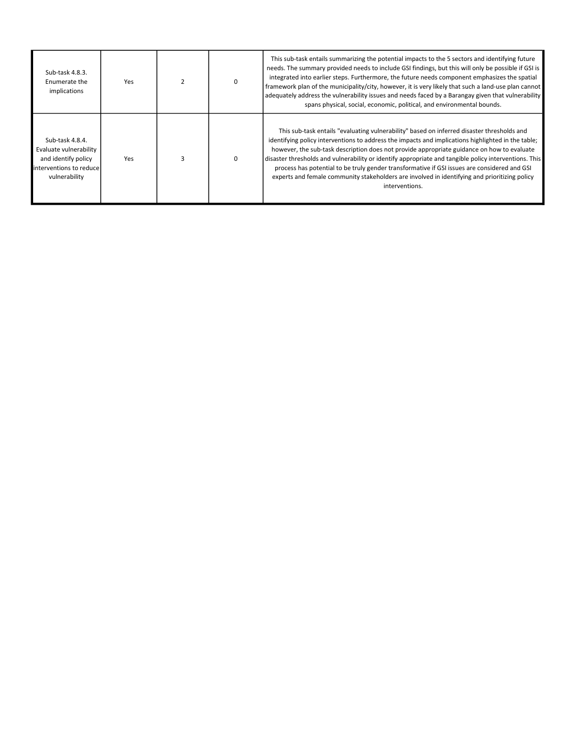| Sub-task 4.8.3. Enumerate the implications | Yes | 2 | 0 | This sub-task entails summarizing the potential impacts to the 5 sectors and identifying future needs. The summary provided needs to include GSI findings, but this will only be possible if GSI is integrated into earlier steps. Furthermore, the future needs component emphasizes the spatial framework plan of the municipality/city, however, it is very likely that such a land-use plan cannot adequately address the vulnerability issues and needs faced by a Barangay given that vulnerability spans physical, social, economic, political, and environmental bounds. |
|---|---|---|---|---|
| Sub-task 4.8.4. Evaluate vulnerability and identify policy interventions to reduce vulnerability | Yes | 3 | 0 | This sub-task entails "evaluating vulnerability" based on inferred disaster thresholds and identifying policy interventions to address the impacts and implications highlighted in the table; however, the sub-task description does not provide appropriate guidance on how to evaluate disaster thresholds and vulnerability or identify appropriate and tangible policy interventions. This process has potential to be truly gender transformative if GSI issues are considered and GSI experts and female community stakeholders are involved in identifying and prioritizing policy interventions. |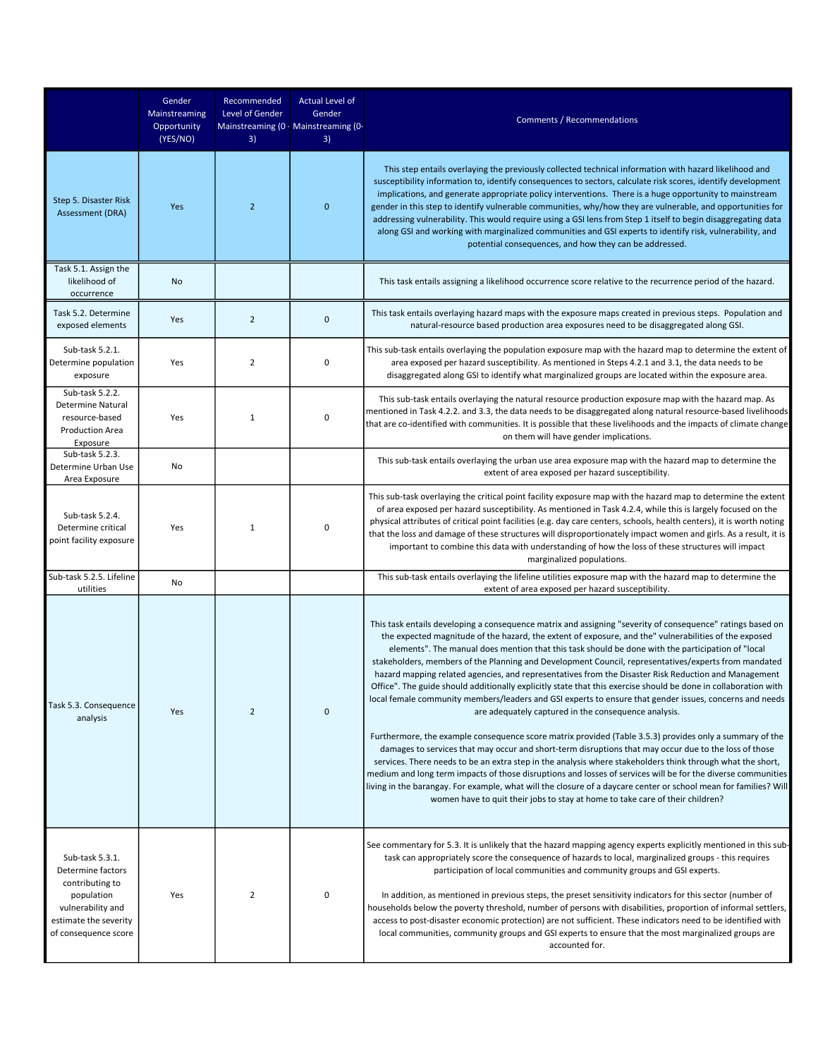| | Gender Mainstreaming Opportunity (YES/NO) | Recommended Level of Gender Mainstreaming (0 - 3) | Actual Level of Gender Mainstreaming (0-3) | Comments / Recommendations |
|---|---|---|---|---|
| Step 5. Disaster Risk Assessment (DRA) | Yes | 2 | 0 | This step entails overlaying the previously collected technical information with hazard likelihood and susceptibility information to, identify consequences to sectors, calculate risk scores, identify development implications, and generate appropriate policy interventions. There is a huge opportunity to mainstream gender in this step to identify vulnerable communities, why/how they are vulnerable, and opportunities for addressing vulnerability. This would require using a GSI lens from Step 1 itself to begin disaggregating data along GSI and working with marginalized communities and GSI experts to identify risk, vulnerability, and potential consequences, and how they can be addressed. |
| Task 5.1. Assign the likelihood of occurrence | No | | | This task entails assigning a likelihood occurrence score relative to the recurrence period of the hazard. |
| Task 5.2. Determine exposed elements | Yes | 2 | 0 | This task entails overlaying hazard maps with the exposure maps created in previous steps. Population and natural-resource based production area exposures need to be disaggregated along GSI. |
| Sub-task 5.2.1. Determine population exposure | Yes | 2 | 0 | This sub-task entails overlaying the population exposure map with the hazard map to determine the extent of area exposed per hazard susceptibility. As mentioned in Steps 4.2.1 and 3.1, the data needs to be disaggregated along GSI to identify what marginalized groups are located within the exposure area. |
| Sub-task 5.2.2. Determine Natural resource-based Production Area Exposure | Yes | 1 | 0 | This sub-task entails overlaying the natural resource production exposure map with the hazard map. As mentioned in Task 4.2.2. and 3.3, the data needs to be disaggregated along natural resource-based livelihoods that are co-identified with communities. It is possible that these livelihoods and the impacts of climate change on them will have gender implications. |
| Sub-task 5.2.3. Determine Urban Use Area Exposure | No | | | This sub-task entails overlaying the urban use area exposure map with the hazard map to determine the extent of area exposed per hazard susceptibility. |
| Sub-task 5.2.4. Determine critical point facility exposure | Yes | 1 | 0 | This sub-task overlaying the critical point facility exposure map with the hazard map to determine the extent of area exposed per hazard susceptibility. As mentioned in Task 4.2.4, while this is largely focused on the physical attributes of critical point facilities (e.g. day care centers, schools, health centers), it is worth noting that the loss and damage of these structures will disproportionately impact women and girls. As a result, it is important to combine this data with understanding of how the loss of these structures will impact marginalized populations. |
| Sub-task 5.2.5. Lifeline utilities | No | | | This sub-task entails overlaying the lifeline utilities exposure map with the hazard map to determine the extent of area exposed per hazard susceptibility. |
| Task 5.3. Consequence analysis | Yes | 2 | 0 | This task entails developing a consequence matrix and assigning "severity of consequence" ratings based on the expected magnitude of the hazard, the extent of exposure, and the" vulnerabilities of the exposed elements". The manual does mention that this task should be done with the participation of "local stakeholders, members of the Planning and Development Council, representatives/experts from mandated hazard mapping related agencies, and representatives from the Disaster Risk Reduction and Management Office". The guide should additionally explicitly state that this exercise should be done in collaboration with local female community members/leaders and GSI experts to ensure that gender issues, concerns and needs are adequately captured in the consequence analysis.<br><br>Furthermore, the example consequence score matrix provided (Table 3.5.3) provides only a summary of the damages to services that may occur and short-term disruptions that may occur due to the loss of those services. There needs to be an extra step in the analysis where stakeholders think through what the short, medium and long term impacts of those disruptions and losses of services will be for the diverse communities living in the barangay. For example, what will the closure of a daycare center or school mean for families? Will women have to quit their jobs to stay at home to take care of their children? |
| Sub-task 5.3.1. Determine factors contributing to population vulnerability and estimate the severity of consequence score | Yes | 2 | 0 | See commentary for 5.3. It is unlikely that the hazard mapping agency experts explicitly mentioned in this sub-task can appropriately score the consequence of hazards to local, marginalized groups - this requires participation of local communities and community groups and GSI experts.<br><br>In addition, as mentioned in previous steps, the preset sensitivity indicators for this sector (number of households below the poverty threshold, number of persons with disabilities, proportion of informal settlers, access to post-disaster economic protection) are not sufficient. These indicators need to be identified with local communities, community groups and GSI experts to ensure that the most marginalized groups are accounted for. |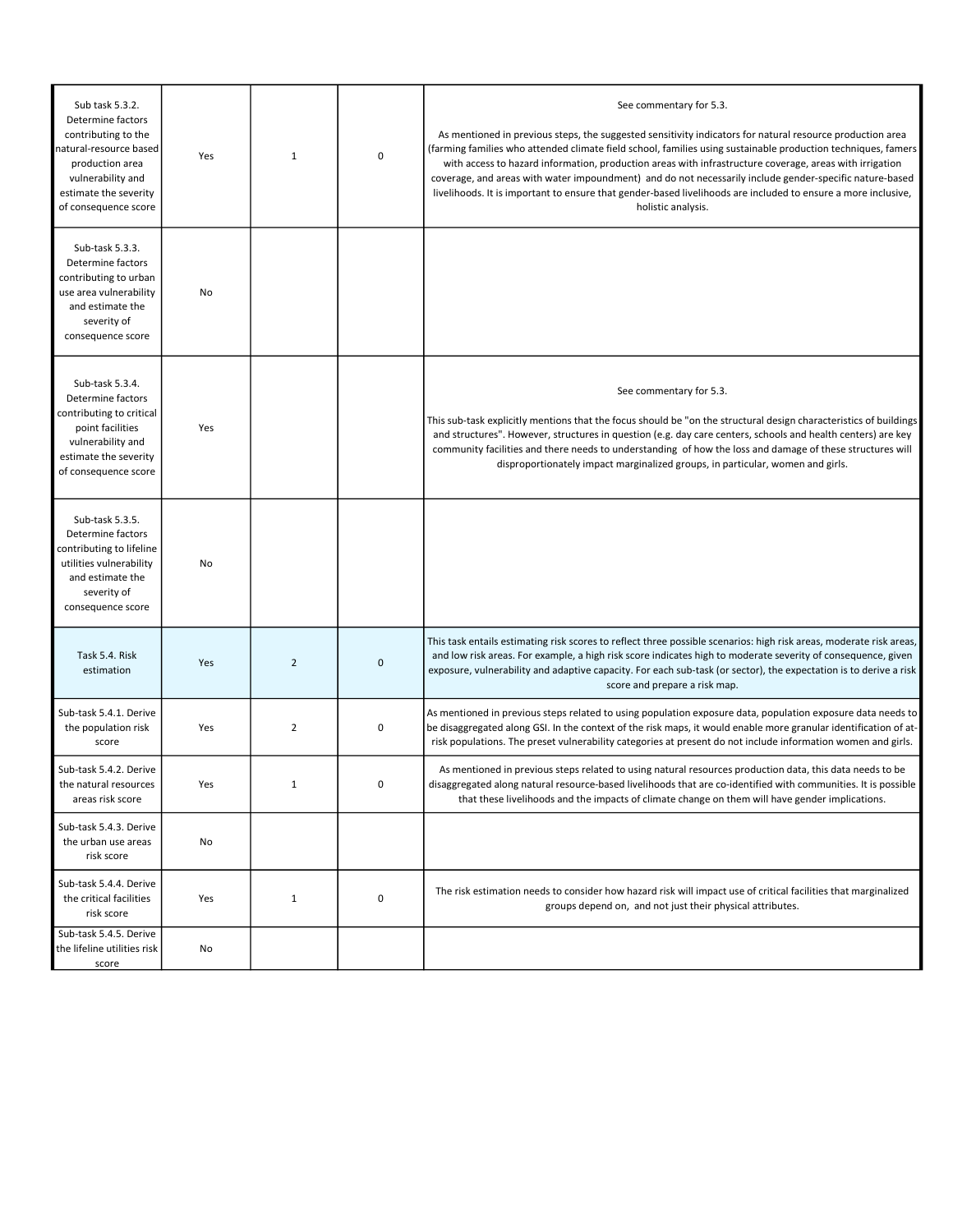| | | | | |
|---|---|---|---|---|
| Sub task 5.3.2. Determine factors contributing to the natural-resource based production area vulnerability and estimate the severity of consequence score | Yes | 1 | 0 | See commentary for 5.3.<br><br>As mentioned in previous steps, the suggested sensitivity indicators for natural resource production area (farming families who attended climate field school, families using sustainable production techniques, famers with access to hazard information, production areas with infrastructure coverage, areas with irrigation coverage, and areas with water impoundment) and do not necessarily include gender-specific nature-based livelihoods. It is important to ensure that gender-based livelihoods are included to ensure a more inclusive, holistic analysis. |
| Sub-task 5.3.3. Determine factors contributing to urban use area vulnerability and estimate the severity of consequence score | No | | | |
| Sub-task 5.3.4. Determine factors contributing to critical point facilities vulnerability and estimate the severity of consequence score | Yes | | | See commentary for 5.3.<br><br>This sub-task explicitly mentions that the focus should be "on the structural design characteristics of buildings and structures". However, structures in question (e.g. day care centers, schools and health centers) are key community facilities and there needs to understanding of how the loss and damage of these structures will disproportionately impact marginalized groups, in particular, women and girls. |
| Sub-task 5.3.5. Determine factors contributing to lifeline utilities vulnerability and estimate the severity of consequence score | No | | | |
| Task 5.4. Risk estimation | Yes | 2 | 0 | This task entails estimating risk scores to reflect three possible scenarios: high risk areas, moderate risk areas, and low risk areas. For example, a high risk score indicates high to moderate severity of consequence, given exposure, vulnerability and adaptive capacity. For each sub-task (or sector), the expectation is to derive a risk score and prepare a risk map. |
| Sub-task 5.4.1. Derive the population risk score | Yes | 2 | 0 | As mentioned in previous steps related to using population exposure data, population exposure data needs to be disaggregated along GSI. In the context of the risk maps, it would enable more granular identification of at-risk populations. The preset vulnerability categories at present do not include information women and girls. |
| Sub-task 5.4.2. Derive the natural resources areas risk score | Yes | 1 | 0 | As mentioned in previous steps related to using natural resources production data, this data needs to be disaggregated along natural resource-based livelihoods that are co-identified with communities. It is possible that these livelihoods and the impacts of climate change on them will have gender implications. |
| Sub-task 5.4.3. Derive the urban use areas risk score | No | | | |
| Sub-task 5.4.4. Derive the critical facilities risk score | Yes | 1 | 0 | The risk estimation needs to consider how hazard risk will impact use of critical facilities that marginalized groups depend on, and not just their physical attributes. |
| Sub-task 5.4.5. Derive the lifeline utilities risk score | No | | | |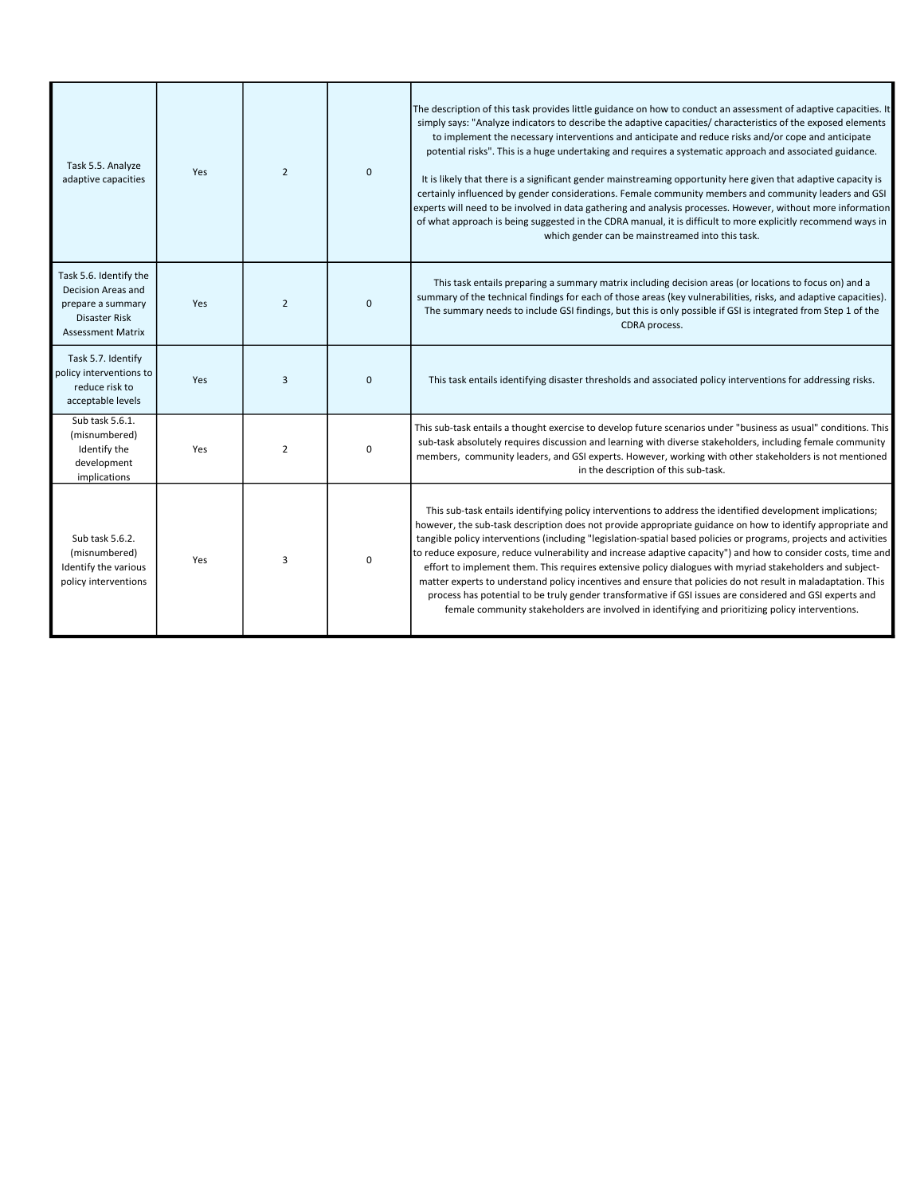| | | | | |
|---|---|---|---|---|
| Task 5.5. Analyze adaptive capacities | Yes | 2 | 0 | The description of this task provides little guidance on how to conduct an assessment of adaptive capacities. It simply says: "Analyze indicators to describe the adaptive capacities/ characteristics of the exposed elements to implement the necessary interventions and anticipate and reduce risks and/or cope and anticipate potential risks". This is a huge undertaking and requires a systematic approach and associated guidance.<br><br>It is likely that there is a significant gender mainstreaming opportunity here given that adaptive capacity is certainly influenced by gender considerations. Female community members and community leaders and GSI experts will need to be involved in data gathering and analysis processes. However, without more information of what approach is being suggested in the CDRA manual, it is difficult to more explicitly recommend ways in which gender can be mainstreamed into this task. |
| Task 5.6. Identify the Decision Areas and prepare a summary Disaster Risk Assessment Matrix | Yes | 2 | 0 | This task entails preparing a summary matrix including decision areas (or locations to focus on) and a summary of the technical findings for each of those areas (key vulnerabilities, risks, and adaptive capacities). The summary needs to include GSI findings, but this is only possible if GSI is integrated from Step 1 of the CDRA process. |
| Task 5.7. Identify policy interventions to reduce risk to acceptable levels | Yes | 3 | 0 | This task entails identifying disaster thresholds and associated policy interventions for addressing risks. |
| Sub task 5.6.1. (misnumbered) Identify the development implications | Yes | 2 | 0 | This sub-task entails a thought exercise to develop future scenarios under "business as usual" conditions. This sub-task absolutely requires discussion and learning with diverse stakeholders, including female community members, community leaders, and GSI experts. However, working with other stakeholders is not mentioned in the description of this sub-task. |
| Sub task 5.6.2. (misnumbered) Identify the various policy interventions | Yes | 3 | 0 | This sub-task entails identifying policy interventions to address the identified development implications; however, the sub-task description does not provide appropriate guidance on how to identify appropriate and tangible policy interventions (including "legislation-spatial based policies or programs, projects and activities to reduce exposure, reduce vulnerability and increase adaptive capacity") and how to consider costs, time and effort to implement them. This requires extensive policy dialogues with myriad stakeholders and subject-matter experts to understand policy incentives and ensure that policies do not result in maladaptation. This process has potential to be truly gender transformative if GSI issues are considered and GSI experts and female community stakeholders are involved in identifying and prioritizing policy interventions. |